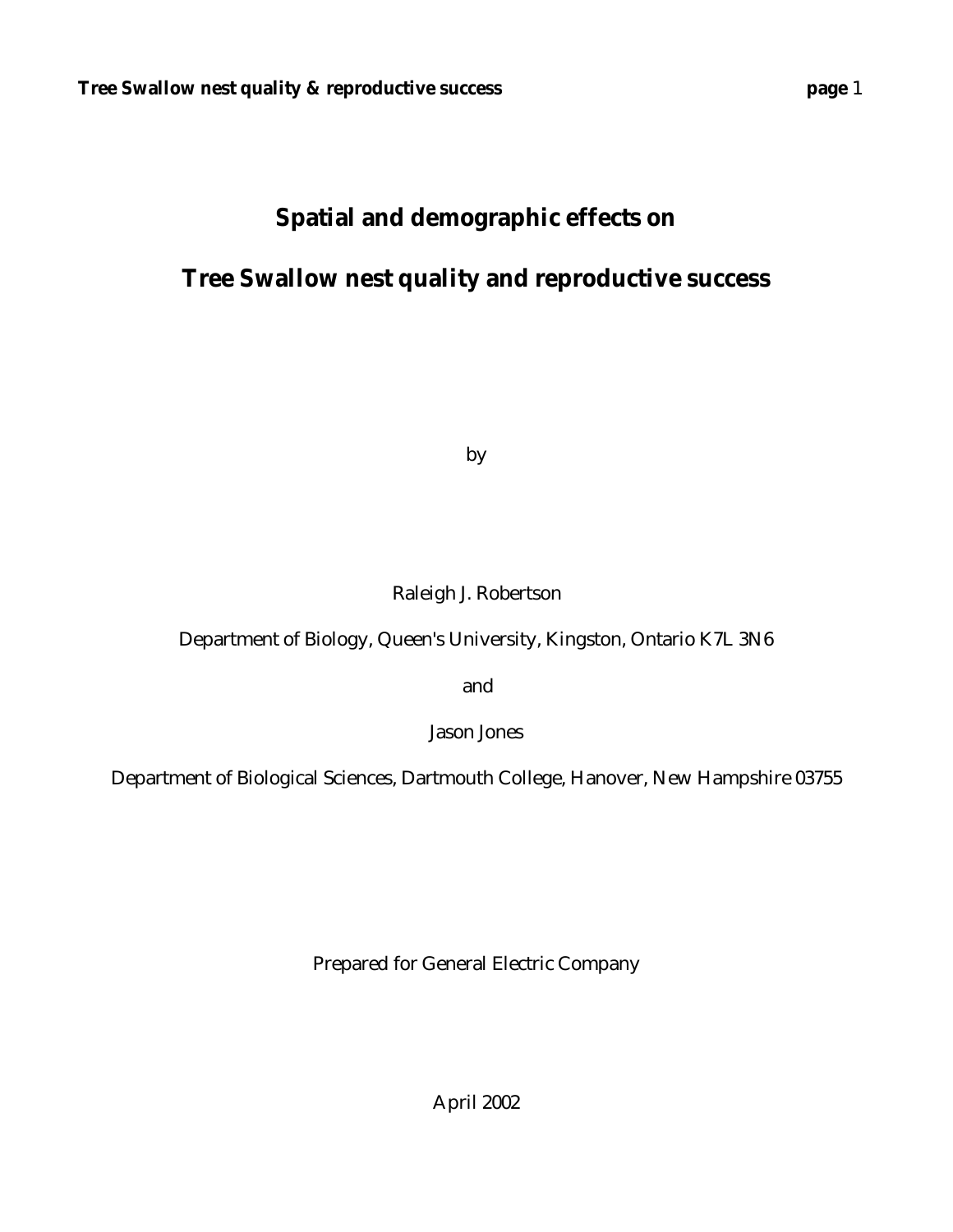# Spatial and demographic effects on

# Tree Swallow nest quality and reproductive success

by

Raleigh J. Robertson

Department of Biology, Queen's University, Kingston, Ontario K7L 3N6

and

Jason Jones

Department of Biological Sciences, Dartmouth College, Hanover, New Hampshire 03755

Prepared for General Electric Company

April 2002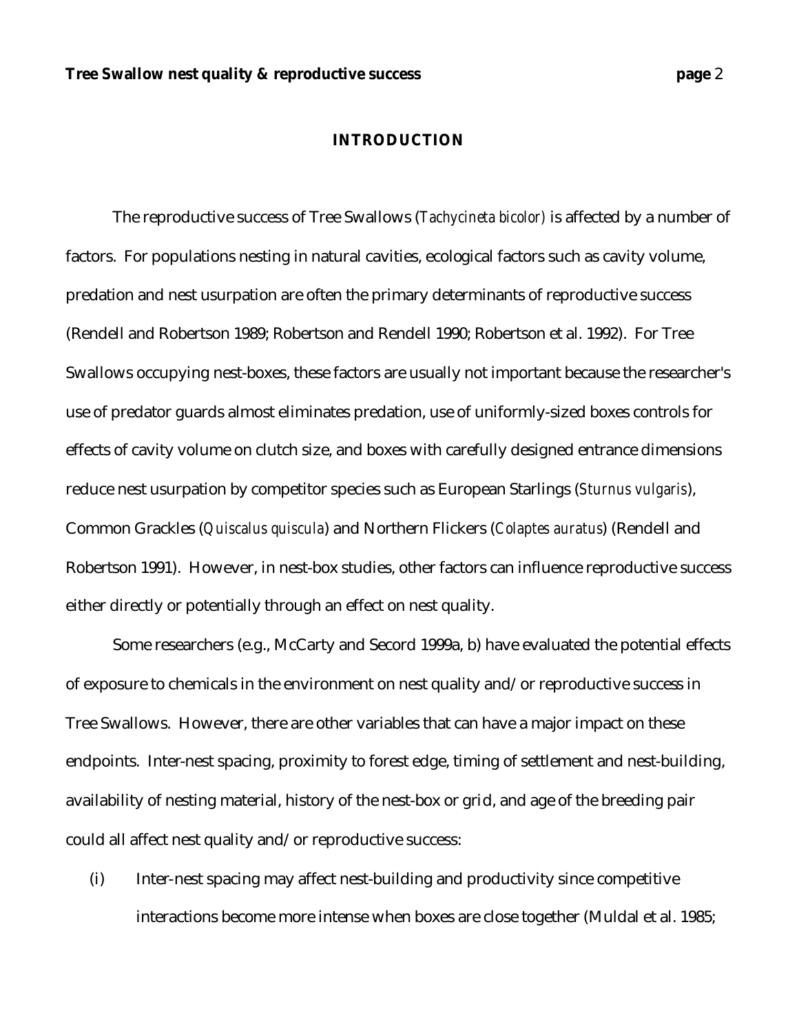## INTRODUCTION

The reproductive success of Tree Swallows (*Tachycineta bicolor*) is affected by a number of factors. For populations nesting in natural cavities, ecological factors such as cavity volume, predation and nest usurpation are often the primary determinants of reproductive success (Rendell and Robertson 1989; Robertson and Rendell 1990; Robertson et al. 1992). For Tree Swallows occupying nest-boxes, these factors are usually not important because the researcher's use of predator guards almost eliminates predation, use of uniformly-sized boxes controls for effects of cavity volume on clutch size, and boxes with carefully designed entrance dimensions reduce nest usurpation by competitor species such as European Starlings (*Sturnus vulgaris*), Common Grackles (*Quiscalus quiscula*) and Northern Flickers (*Colaptes auratus*) (Rendell and Robertson 1991). However, in nest-box studies, other factors can influence reproductive success either directly or potentially through an effect on nest quality.

Some researchers (e.g., McCarty and Secord 1999a, b) have evaluated the potential effects of exposure to chemicals in the environment on nest quality and/or reproductive success in Tree Swallows. However, there are other variables that can have a major impact on these endpoints. Inter-nest spacing, proximity to forest edge, timing of settlement and nest-building, availability of nesting material, history of the nest-box or grid, and age of the breeding pair could all affect nest quality and/or reproductive success:

(i) Inter-nest spacing may affect nest-building and productivity since competitive interactions become more intense when boxes are close together (Muldal et al. 1985;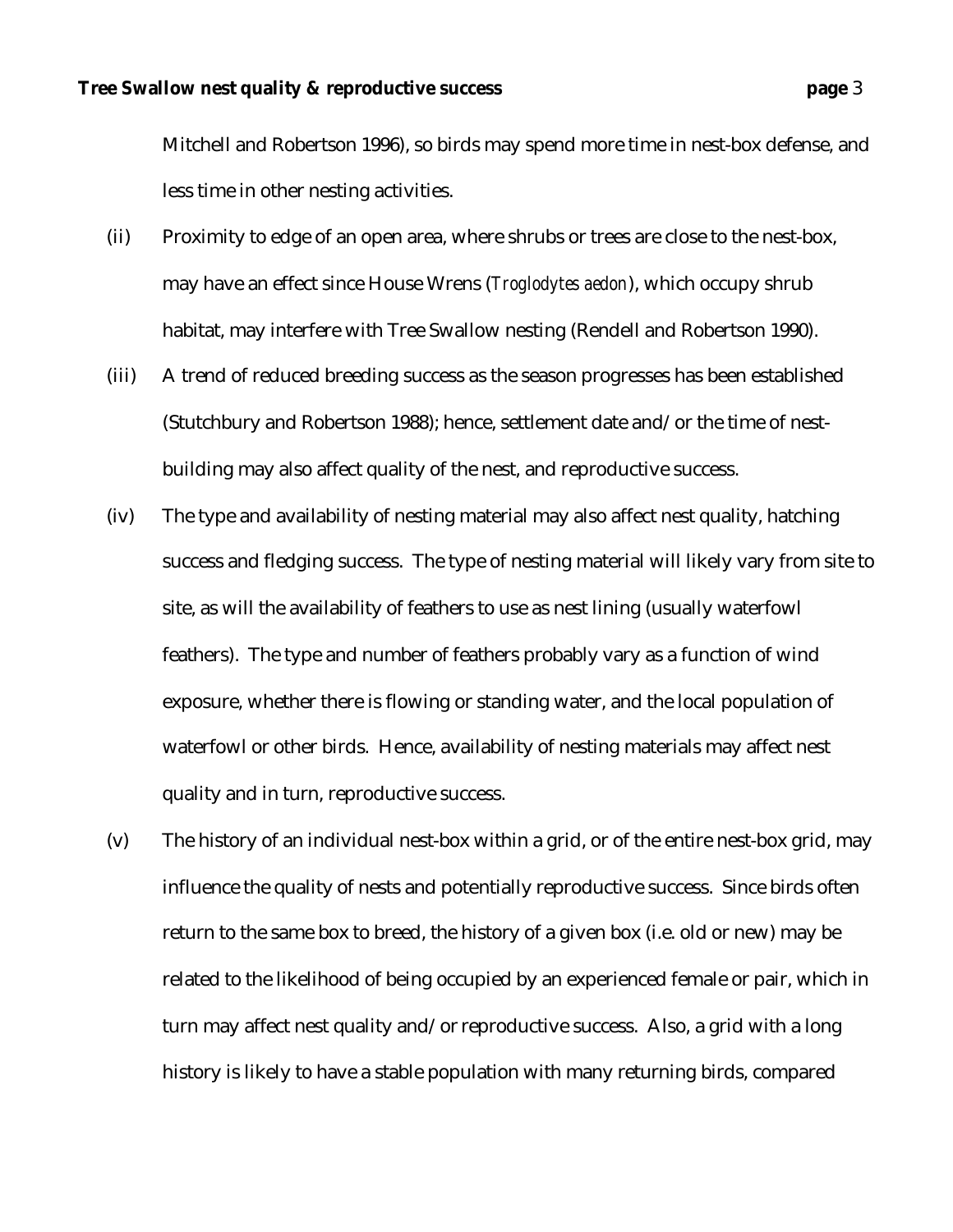Mitchell and Robertson 1996), so birds may spend more time in nest-box defense, and less time in other nesting activities.

(ii) Proximity to edge of an open area, where shrubs or trees are close to the nest-box, may have an effect since House Wrens (*Troglodytes aedon*), which occupy shrub habitat, may interfere with Tree Swallow nesting (Rendell and Robertson 1990).

(iii) A trend of reduced breeding success as the season progresses has been established (Stutchbury and Robertson 1988); hence, settlement date and/or the time of nest-building may also affect quality of the nest, and reproductive success.

(iv) The type and availability of nesting material may also affect nest quality, hatching success and fledging success. The type of nesting material will likely vary from site to site, as will the availability of feathers to use as nest lining (usually waterfowl feathers). The type and number of feathers probably vary as a function of wind exposure, whether there is flowing or standing water, and the local population of waterfowl or other birds. Hence, availability of nesting materials may affect nest quality and in turn, reproductive success.

(v) The history of an individual nest-box within a grid, or of the entire nest-box grid, may influence the quality of nests and potentially reproductive success. Since birds often return to the same box to breed, the history of a given box (i.e. old or new) may be related to the likelihood of being occupied by an experienced female or pair, which in turn may affect nest quality and/or reproductive success. Also, a grid with a long history is likely to have a stable population with many returning birds, compared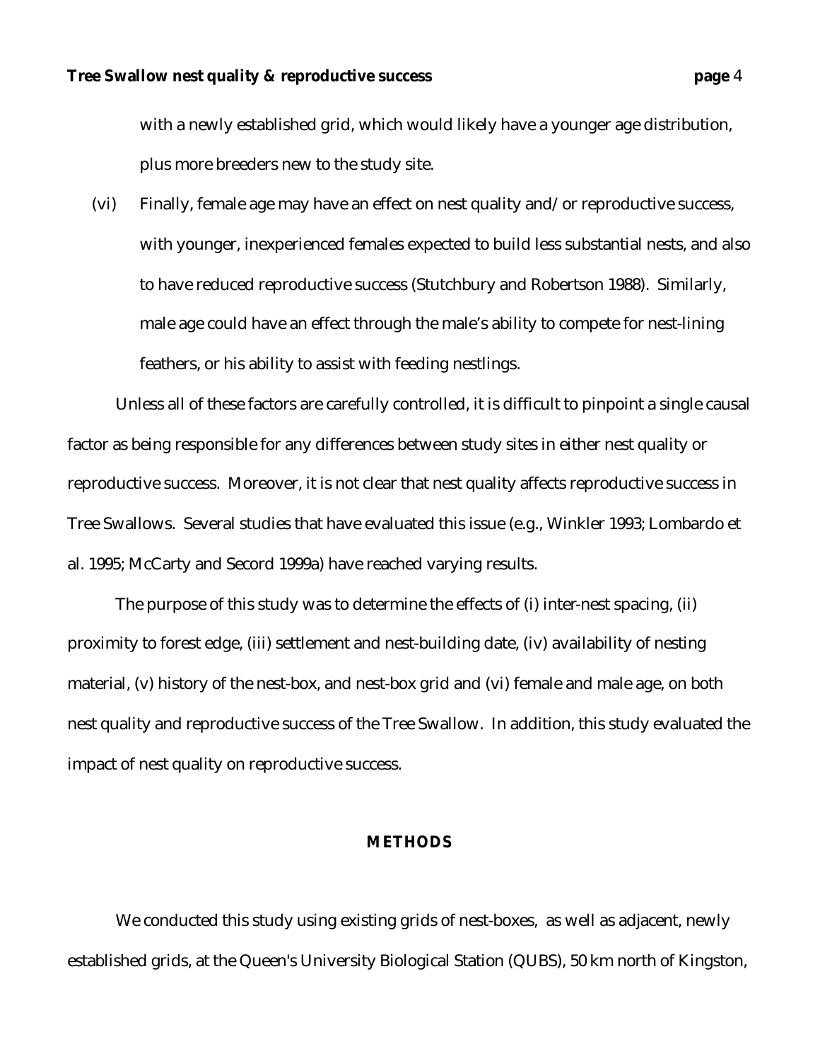with a newly established grid, which would likely have a younger age distribution, plus more breeders new to the study site.

(vi) Finally, female age may have an effect on nest quality and/or reproductive success, with younger, inexperienced females expected to build less substantial nests, and also to have reduced reproductive success (Stutchbury and Robertson 1988). Similarly, male age could have an effect through the male's ability to compete for nest-lining feathers, or his ability to assist with feeding nestlings.

Unless all of these factors are carefully controlled, it is difficult to pinpoint a single causal factor as being responsible for any differences between study sites in either nest quality or reproductive success. Moreover, it is not clear that nest quality affects reproductive success in Tree Swallows. Several studies that have evaluated this issue (e.g., Winkler 1993; Lombardo et al. 1995; McCarty and Secord 1999a) have reached varying results.

The purpose of this study was to determine the effects of (i) inter-nest spacing, (ii) proximity to forest edge, (iii) settlement and nest-building date, (iv) availability of nesting material, (v) history of the nest-box, and nest-box grid and (vi) female and male age, on both nest quality and reproductive success of the Tree Swallow. In addition, this study evaluated the impact of nest quality on reproductive success.

## METHODS

We conducted this study using existing grids of nest-boxes, as well as adjacent, newly established grids, at the Queen's University Biological Station (QUBS), 50 km north of Kingston,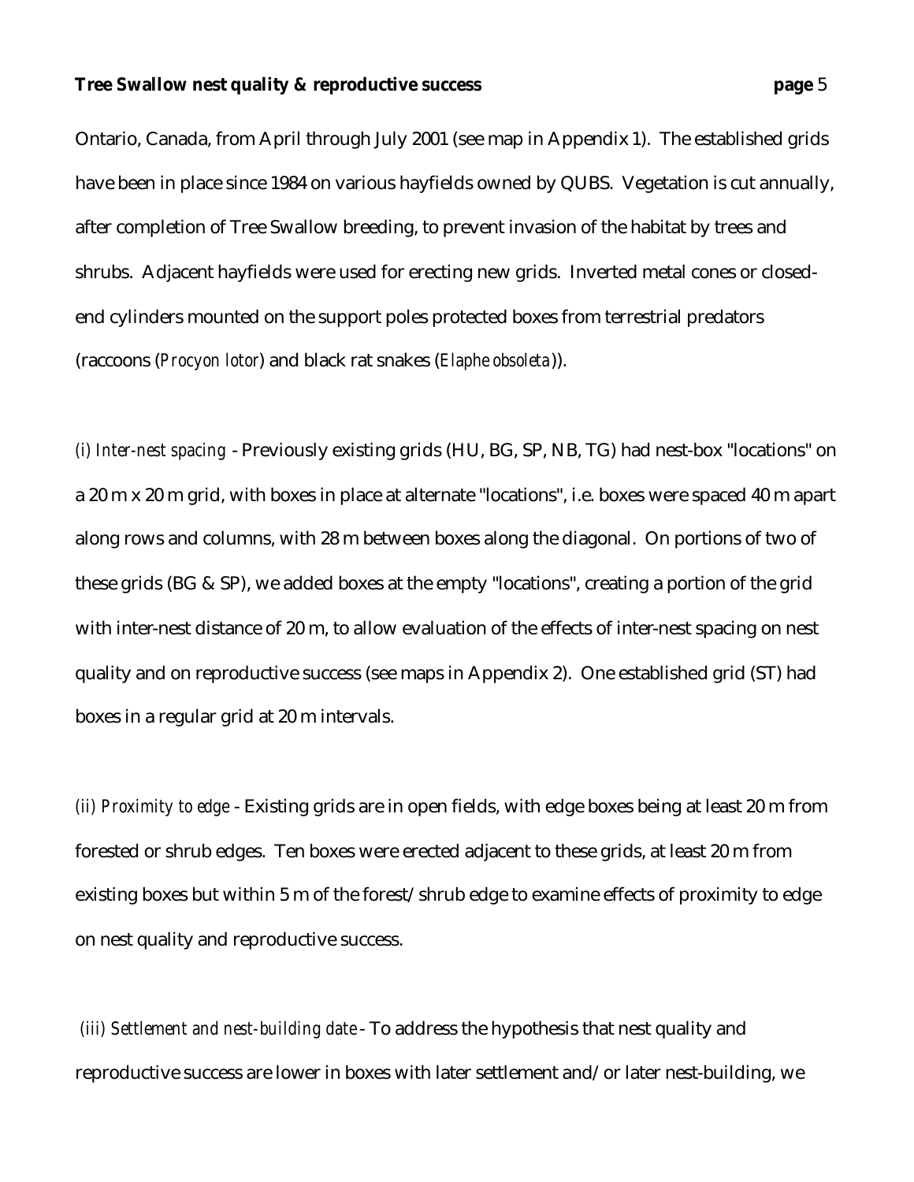Ontario, Canada, from April through July 2001 (see map in Appendix 1). The established grids have been in place since 1984 on various hayfields owned by QUBS. Vegetation is cut annually, after completion of Tree Swallow breeding, to prevent invasion of the habitat by trees and shrubs. Adjacent hayfields were used for erecting new grids. Inverted metal cones or closed-end cylinders mounted on the support poles protected boxes from terrestrial predators (raccoons (*Procyon lotor*) and black rat snakes (*Elaphe obsoleta*)).

*(i) Inter-nest spacing* - Previously existing grids (HU, BG, SP, NB, TG) had nest-box "locations" on a 20 m x 20 m grid, with boxes in place at alternate "locations", i.e. boxes were spaced 40 m apart along rows and columns, with 28 m between boxes along the diagonal. On portions of two of these grids (BG & SP), we added boxes at the empty "locations", creating a portion of the grid with inter-nest distance of 20 m, to allow evaluation of the effects of inter-nest spacing on nest quality and on reproductive success (see maps in Appendix 2). One established grid (ST) had boxes in a regular grid at 20 m intervals.

*(ii) Proximity to edge* - Existing grids are in open fields, with edge boxes being at least 20 m from forested or shrub edges. Ten boxes were erected adjacent to these grids, at least 20 m from existing boxes but within 5 m of the forest/shrub edge to examine effects of proximity to edge on nest quality and reproductive success.

*(iii) Settlement and nest-building date* - To address the hypothesis that nest quality and reproductive success are lower in boxes with later settlement and/or later nest-building, we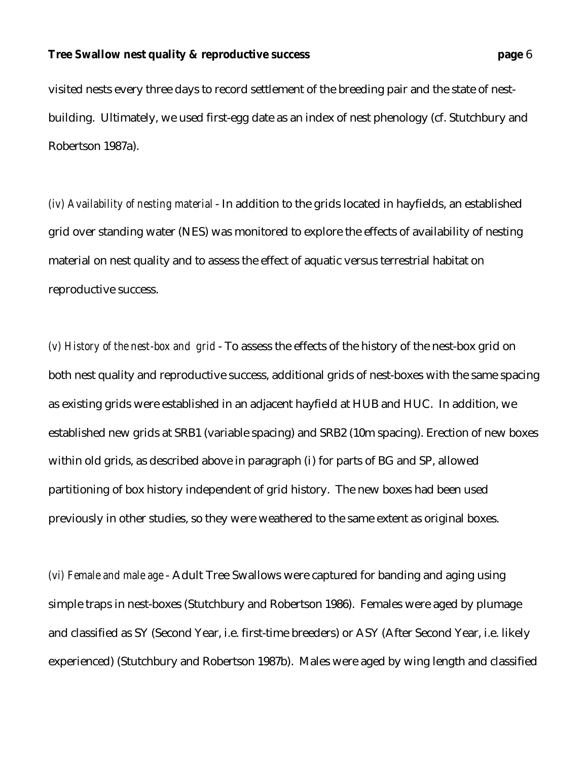visited nests every three days to record settlement of the breeding pair and the state of nest-building. Ultimately, we used first-egg date as an index of nest phenology (cf. Stutchbury and Robertson 1987a).

*(iv) Availability of nesting material* - In addition to the grids located in hayfields, an established grid over standing water (NES) was monitored to explore the effects of availability of nesting material on nest quality and to assess the effect of aquatic versus terrestrial habitat on reproductive success.

*(v) History of the nest-box and grid* - To assess the effects of the history of the nest-box grid on both nest quality and reproductive success, additional grids of nest-boxes with the same spacing as existing grids were established in an adjacent hayfield at HUB and HUC. In addition, we established new grids at SRB1 (variable spacing) and SRB2 (10m spacing). Erection of new boxes within old grids, as described above in paragraph (i) for parts of BG and SP, allowed partitioning of box history independent of grid history. The new boxes had been used previously in other studies, so they were weathered to the same extent as original boxes.

*(vi) Female and male age* - Adult Tree Swallows were captured for banding and aging using simple traps in nest-boxes (Stutchbury and Robertson 1986). Females were aged by plumage and classified as SY (Second Year, i.e. first-time breeders) or ASY (After Second Year, i.e. likely experienced) (Stutchbury and Robertson 1987b). Males were aged by wing length and classified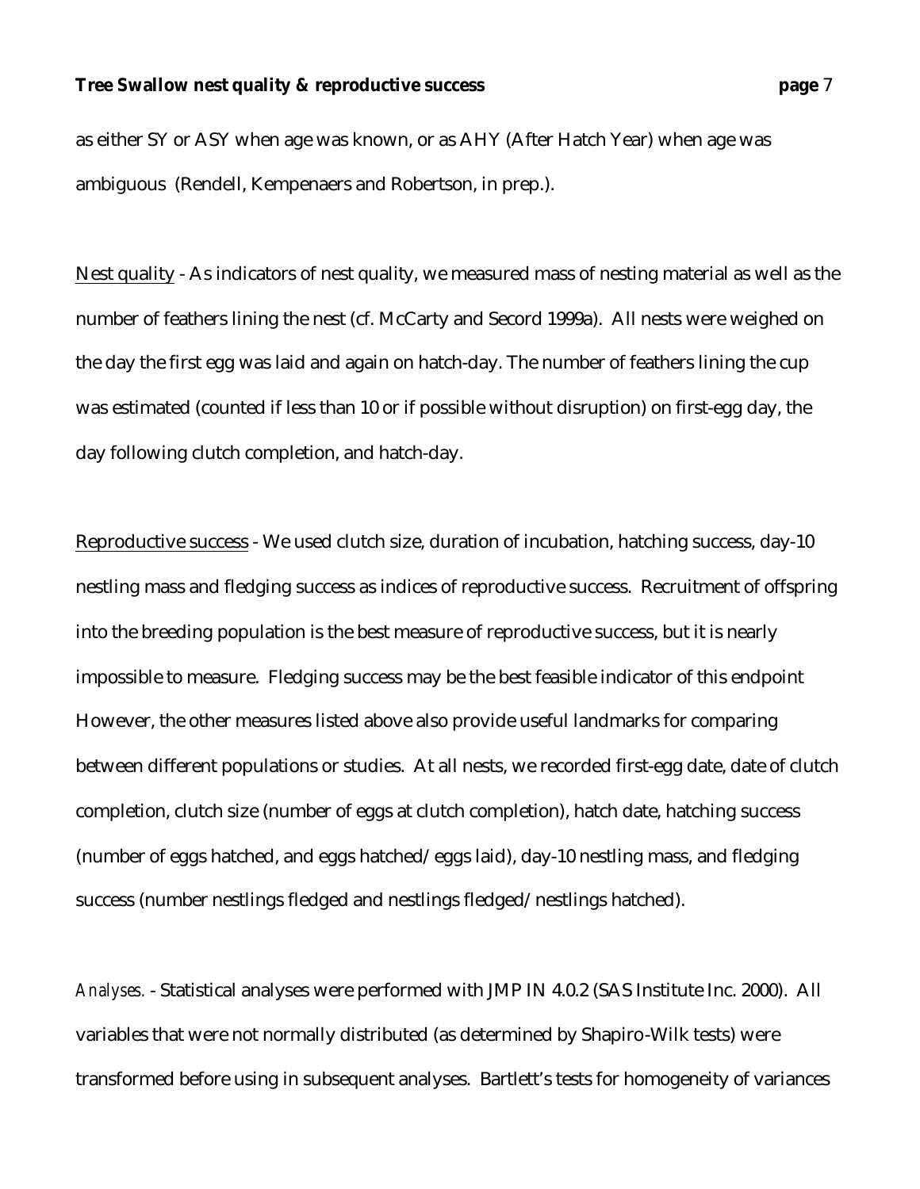as either SY or ASY when age was known, or as AHY (After Hatch Year) when age was ambiguous (Rendell, Kempenaers and Robertson, in prep.).

Nest quality - As indicators of nest quality, we measured mass of nesting material as well as the number of feathers lining the nest (cf. McCarty and Secord 1999a). All nests were weighed on the day the first egg was laid and again on hatch-day. The number of feathers lining the cup was estimated (counted if less than 10 or if possible without disruption) on first-egg day, the day following clutch completion, and hatch-day.

Reproductive success - We used clutch size, duration of incubation, hatching success, day-10 nestling mass and fledging success as indices of reproductive success. Recruitment of offspring into the breeding population is the best measure of reproductive success, but it is nearly impossible to measure. Fledging success may be the best feasible indicator of this endpoint However, the other measures listed above also provide useful landmarks for comparing between different populations or studies. At all nests, we recorded first-egg date, date of clutch completion, clutch size (number of eggs at clutch completion), hatch date, hatching success (number of eggs hatched, and eggs hatched/eggs laid), day-10 nestling mass, and fledging success (number nestlings fledged and nestlings fledged/nestlings hatched).

*Analyses.* - Statistical analyses were performed with JMP IN 4.0.2 (SAS Institute Inc. 2000). All variables that were not normally distributed (as determined by Shapiro-Wilk tests) were transformed before using in subsequent analyses. Bartlett's tests for homogeneity of variances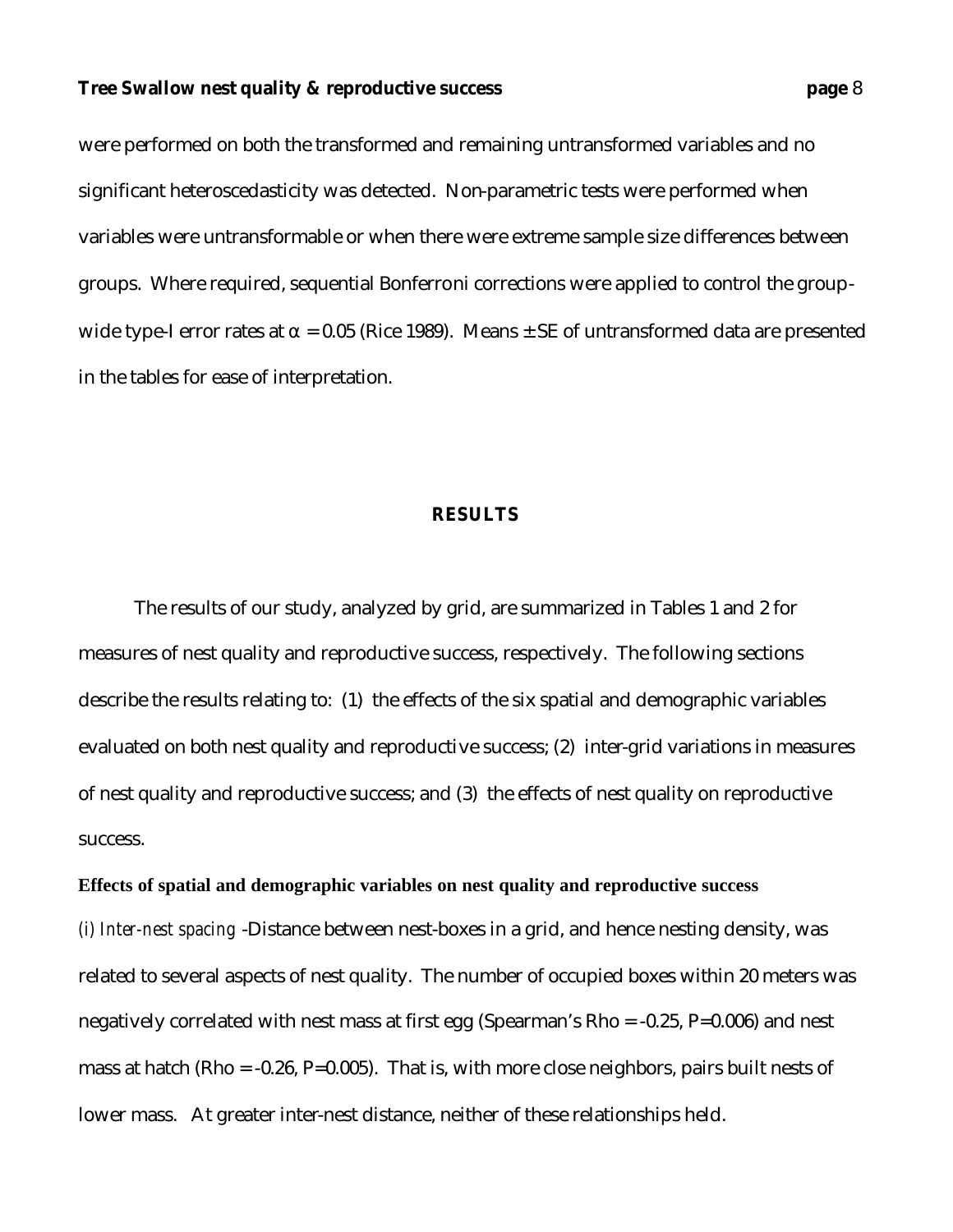were performed on both the transformed and remaining untransformed variables and no significant heteroscedasticity was detected. Non-parametric tests were performed when variables were untransformable or when there were extreme sample size differences between groups. Where required, sequential Bonferroni corrections were applied to control the group-wide type-I error rates at $\alpha = 0.05$ (Rice 1989). Means ± SE of untransformed data are presented in the tables for ease of interpretation.

## RESULTS

The results of our study, analyzed by grid, are summarized in Tables 1 and 2 for measures of nest quality and reproductive success, respectively. The following sections describe the results relating to: (1) the effects of the six spatial and demographic variables evaluated on both nest quality and reproductive success; (2) inter-grid variations in measures of nest quality and reproductive success; and (3) the effects of nest quality on reproductive success.

### Effects of spatial and demographic variables on nest quality and reproductive success

*(i) Inter-nest spacing* -Distance between nest-boxes in a grid, and hence nesting density, was related to several aspects of nest quality. The number of occupied boxes within 20 meters was negatively correlated with nest mass at first egg (Spearman's Rho = -0.25, $P$=0.006) and nest mass at hatch (Rho = -0.26, $P$=0.005). That is, with more close neighbors, pairs built nests of lower mass. At greater inter-nest distance, neither of these relationships held.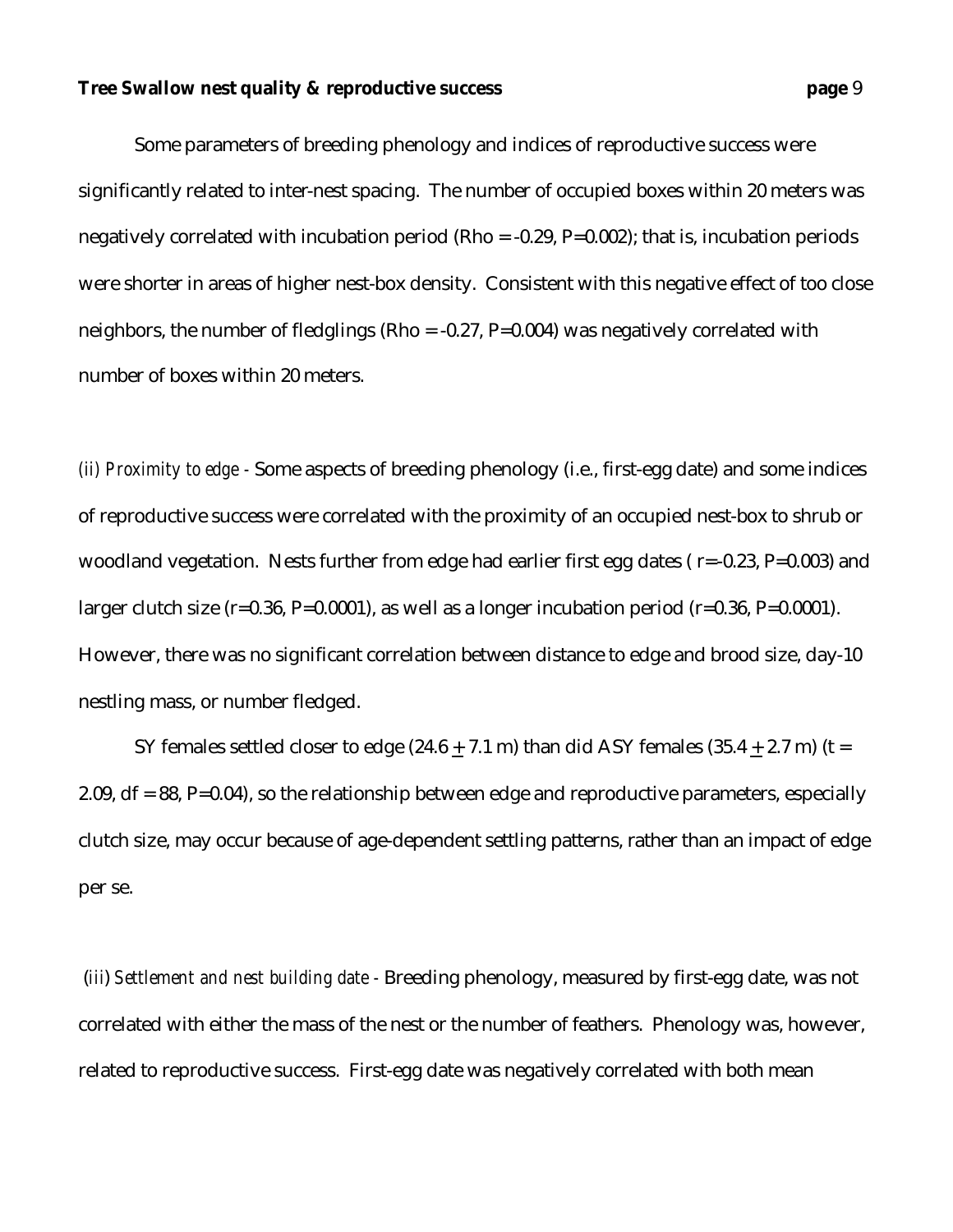Some parameters of breeding phenology and indices of reproductive success were significantly related to inter-nest spacing. The number of occupied boxes within 20 meters was negatively correlated with incubation period (Rho = -0.29, P=0.002); that is, incubation periods were shorter in areas of higher nest-box density. Consistent with this negative effect of too close neighbors, the number of fledglings (Rho = -0.27, P=0.004) was negatively correlated with number of boxes within 20 meters.

*(ii) Proximity to edge* - Some aspects of breeding phenology (i.e., first-egg date) and some indices of reproductive success were correlated with the proximity of an occupied nest-box to shrub or woodland vegetation. Nests further from edge had earlier first egg dates ( r=-0.23, P=0.003) and larger clutch size (r=0.36, P=0.0001), as well as a longer incubation period (r=0.36, P=0.0001). However, there was no significant correlation between distance to edge and brood size, day-10 nestling mass, or number fledged.

SY females settled closer to edge (24.6 $\pm$ 7.1 m) than did ASY females (35.4 $\pm$ 2.7 m) (t = 2.09, df = 88, P=0.04), so the relationship between edge and reproductive parameters, especially clutch size, may occur because of age-dependent settling patterns, rather than an impact of edge per se.

*(iii) Settlement and nest building date* - Breeding phenology, measured by first-egg date, was not correlated with either the mass of the nest or the number of feathers. Phenology was, however, related to reproductive success. First-egg date was negatively correlated with both mean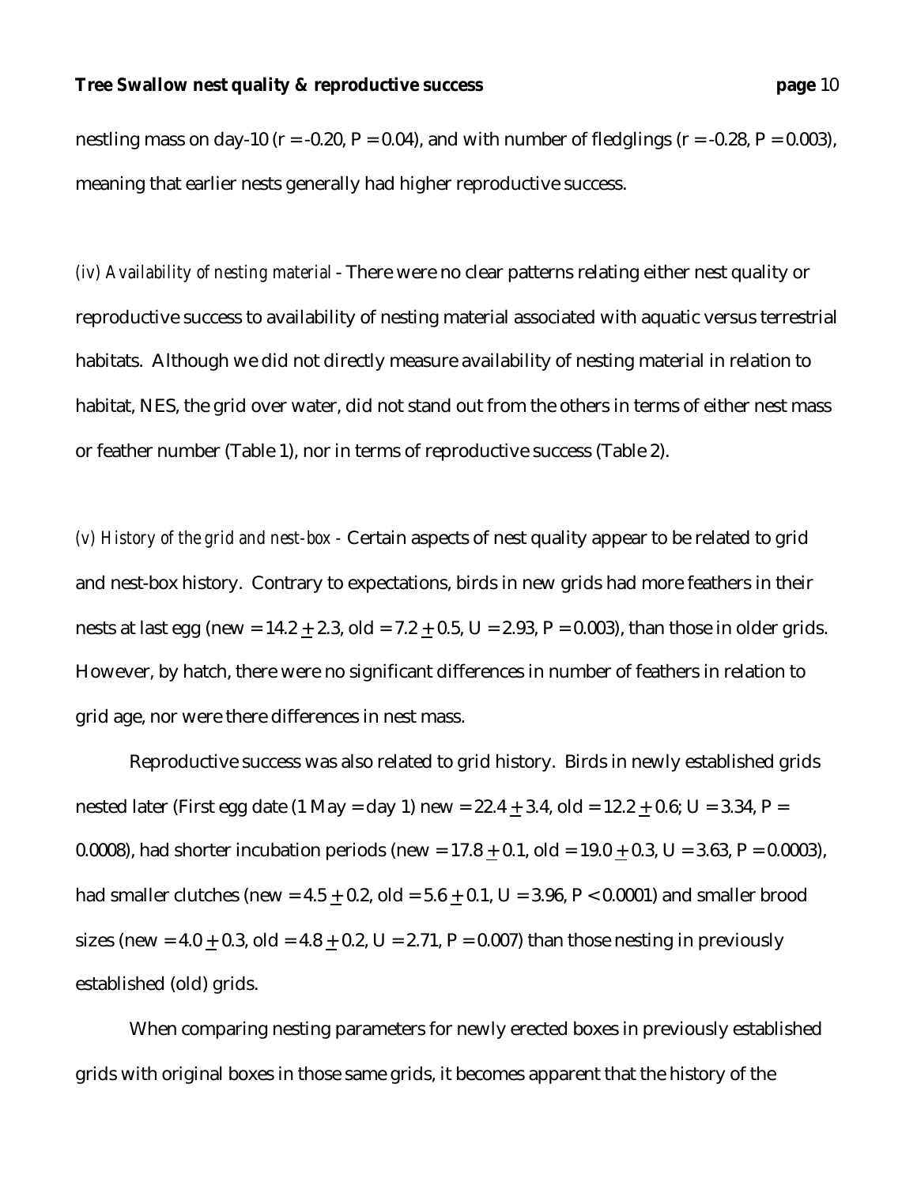nestling mass on day-10 ($r = -0.20$, $P = 0.04$), and with number of fledglings ($r = -0.28$, $P = 0.003$), meaning that earlier nests generally had higher reproductive success.

*(iv) Availability of nesting material* - There were no clear patterns relating either nest quality or reproductive success to availability of nesting material associated with aquatic versus terrestrial habitats. Although we did not directly measure availability of nesting material in relation to habitat, NES, the grid over water, did not stand out from the others in terms of either nest mass or feather number (Table 1), nor in terms of reproductive success (Table 2).

*(v) History of the grid and nest-box* - Certain aspects of nest quality appear to be related to grid and nest-box history. Contrary to expectations, birds in new grids had more feathers in their nests at last egg (new = $14.2 \pm 2.3$, old = $7.2 \pm 0.5$, $U = 2.93$, $P = 0.003$), than those in older grids. However, by hatch, there were no significant differences in number of feathers in relation to grid age, nor were there differences in nest mass.

Reproductive success was also related to grid history. Birds in newly established grids nested later (First egg date (1 May = day 1) new = $22.4 \pm 3.4$, old = $12.2 \pm 0.6$; $U = 3.34$, $P = 0.0008$), had shorter incubation periods (new = $17.8 \pm 0.1$, old = $19.0 \pm 0.3$, $U = 3.63$, $P = 0.0003$), had smaller clutches (new = $4.5 \pm 0.2$, old = $5.6 \pm 0.1$, $U = 3.96$, $P < 0.0001$) and smaller brood sizes (new = $4.0 \pm 0.3$, old = $4.8 \pm 0.2$, $U = 2.71$, $P = 0.007$) than those nesting in previously established (old) grids.

When comparing nesting parameters for newly erected boxes in previously established grids with original boxes in those same grids, it becomes apparent that the history of the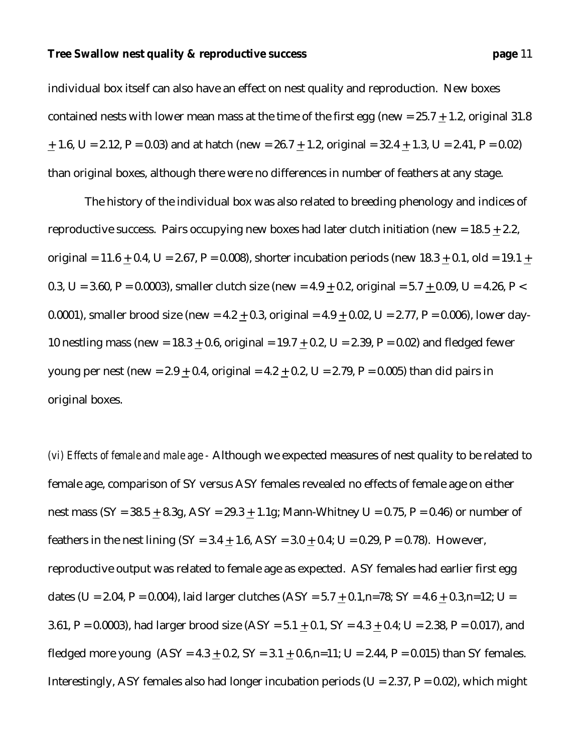individual box itself can also have an effect on nest quality and reproduction. New boxes contained nests with lower mean mass at the time of the first egg (new = 25.7 $\pm$ 1.2, original 31.8 $\pm$ 1.6, U = 2.12, P = 0.03) and at hatch (new = 26.7 $\pm$ 1.2, original = 32.4 $\pm$ 1.3, U = 2.41, P = 0.02) than original boxes, although there were no differences in number of feathers at any stage.

The history of the individual box was also related to breeding phenology and indices of reproductive success. Pairs occupying new boxes had later clutch initiation (new = 18.5 $\pm$ 2.2, original = 11.6 $\pm$ 0.4, U = 2.67, P = 0.008), shorter incubation periods (new 18.3 $\pm$ 0.1, old = 19.1 $\pm$ 0.3, U = 3.60, P = 0.0003), smaller clutch size (new = 4.9 $\pm$ 0.2, original = 5.7 $\pm$ 0.09, U = 4.26, P < 0.0001), smaller brood size (new = 4.2 $\pm$ 0.3, original = 4.9 $\pm$ 0.02, U = 2.77, P = 0.006), lower day-10 nestling mass (new = 18.3 $\pm$ 0.6, original = 19.7 $\pm$ 0.2, U = 2.39, P = 0.02) and fledged fewer young per nest (new = 2.9 $\pm$ 0.4, original = 4.2 $\pm$ 0.2, U = 2.79, P = 0.005) than did pairs in original boxes.

*(vi) Effects of female and male age -* Although we expected measures of nest quality to be related to female age, comparison of SY versus ASY females revealed no effects of female age on either nest mass (SY = 38.5 $\pm$ 8.3g, ASY = 29.3 $\pm$ 1.1g; Mann-Whitney U = 0.75, P = 0.46) or number of feathers in the nest lining (SY = 3.4 $\pm$ 1.6, ASY = 3.0 $\pm$ 0.4; U = 0.29, P = 0.78). However, reproductive output was related to female age as expected. ASY females had earlier first egg dates (U = 2.04, P = 0.004), laid larger clutches (ASY = 5.7 $\pm$ 0.1,n=78; SY = 4.6 $\pm$ 0.3,n=12; U = 3.61, P = 0.0003), had larger brood size (ASY = 5.1 $\pm$ 0.1, SY = 4.3 $\pm$ 0.4; U = 2.38, P = 0.017), and fledged more young (ASY = 4.3 $\pm$ 0.2, SY = 3.1 $\pm$ 0.6,n=11; U = 2.44, P = 0.015) than SY females. Interestingly, ASY females also had longer incubation periods (U = 2.37, P = 0.02), which might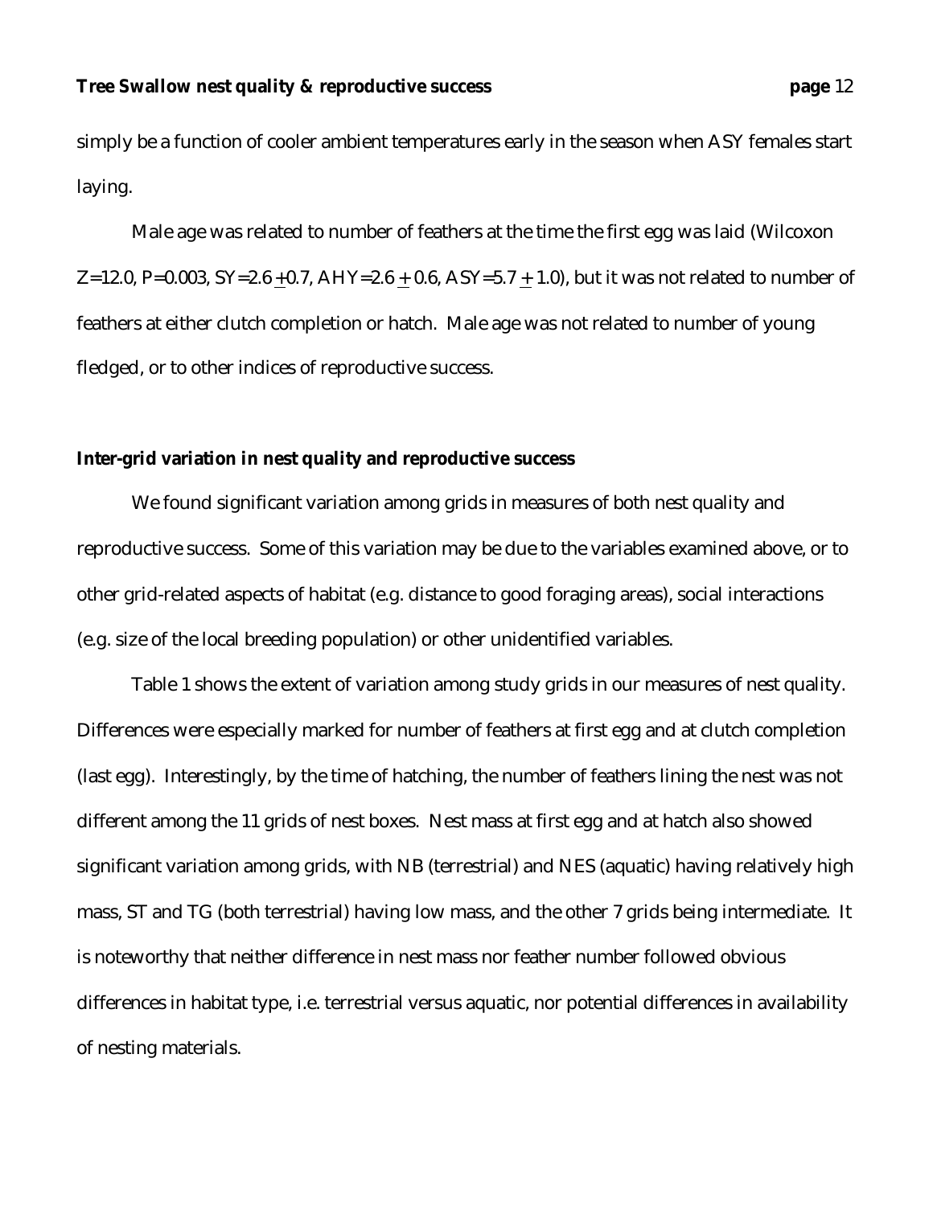simply be a function of cooler ambient temperatures early in the season when ASY females start laying.

Male age was related to number of feathers at the time the first egg was laid (Wilcoxon $Z=12.0$, $P=0.003$, SY=2.6 $\pm$0.7, AHY=2.6 $\pm$ 0.6, ASY=5.7 $\pm$ 1.0), but it was not related to number of feathers at either clutch completion or hatch. Male age was not related to number of young fledged, or to other indices of reproductive success.

**Inter-grid variation in nest quality and reproductive success**

We found significant variation among grids in measures of both nest quality and reproductive success. Some of this variation may be due to the variables examined above, or to other grid-related aspects of habitat (e.g. distance to good foraging areas), social interactions (e.g. size of the local breeding population) or other unidentified variables.

Table 1 shows the extent of variation among study grids in our measures of nest quality. Differences were especially marked for number of feathers at first egg and at clutch completion (last egg). Interestingly, by the time of hatching, the number of feathers lining the nest was not different among the 11 grids of nest boxes. Nest mass at first egg and at hatch also showed significant variation among grids, with NB (terrestrial) and NES (aquatic) having relatively high mass, ST and TG (both terrestrial) having low mass, and the other 7 grids being intermediate. It is noteworthy that neither difference in nest mass nor feather number followed obvious differences in habitat type, i.e. terrestrial versus aquatic, nor potential differences in availability of nesting materials.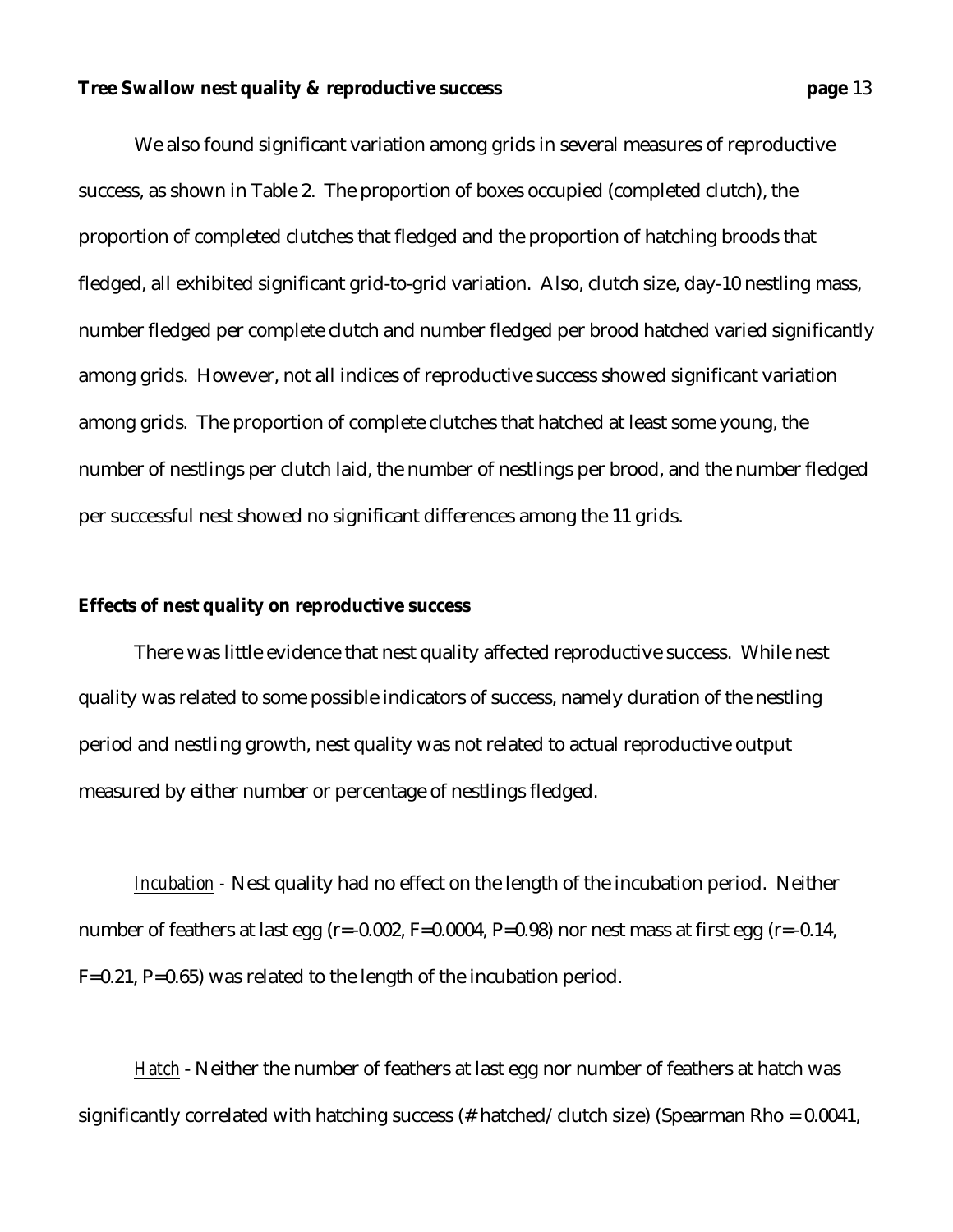We also found significant variation among grids in several measures of reproductive success, as shown in Table 2. The proportion of boxes occupied (completed clutch), the proportion of completed clutches that fledged and the proportion of hatching broods that fledged, all exhibited significant grid-to-grid variation. Also, clutch size, day-10 nestling mass, number fledged per complete clutch and number fledged per brood hatched varied significantly among grids. However, not all indices of reproductive success showed significant variation among grids. The proportion of complete clutches that hatched at least some young, the number of nestlings per clutch laid, the number of nestlings per brood, and the number fledged per successful nest showed no significant differences among the 11 grids.

### Effects of nest quality on reproductive success

There was little evidence that nest quality affected reproductive success. While nest quality was related to some possible indicators of success, namely duration of the nestling period and nestling growth, nest quality was not related to actual reproductive output measured by either number or percentage of nestlings fledged.

*Incubation* - Nest quality had no effect on the length of the incubation period. Neither number of feathers at last egg ($r=-0.002$, $F=0.0004$, $P=0.98$) nor nest mass at first egg ($r=-0.14$, $F=0.21$, $P=0.65$) was related to the length of the incubation period.

*Hatch* - Neither the number of feathers at last egg nor number of feathers at hatch was significantly correlated with hatching success (# hatched/ clutch size) (Spearman Rho = 0.0041,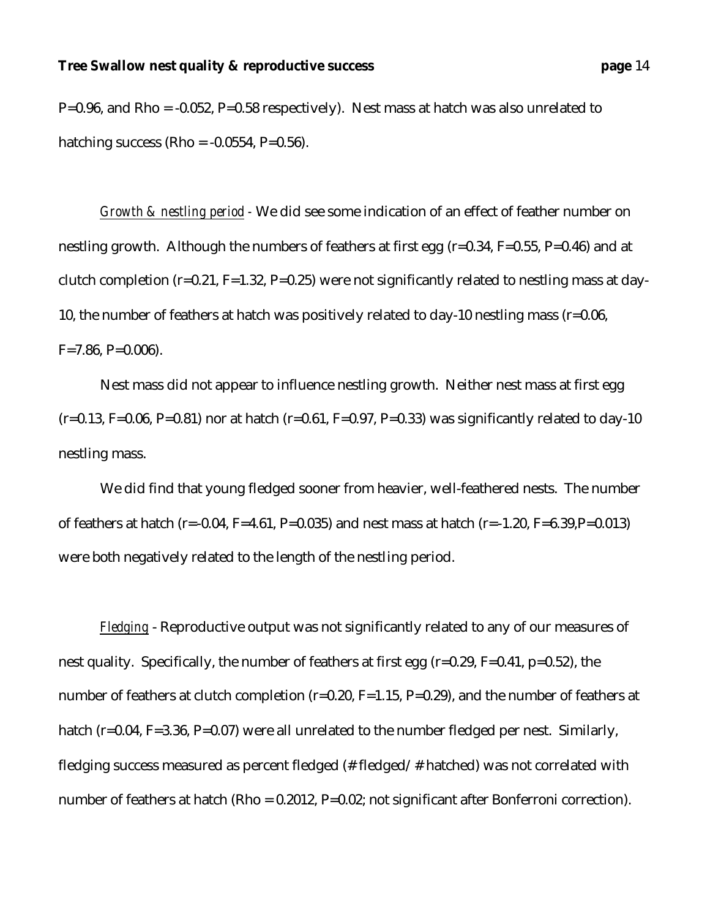$P=0.96$, and Rho = -0.052, $P=0.58$ respectively). Nest mass at hatch was also unrelated to hatching success (Rho = -0.0554, $P=0.56$).

*Growth & nestling period* - We did see some indication of an effect of feather number on nestling growth. Although the numbers of feathers at first egg ($r=0.34$, $F=0.55$, $P=0.46$) and at clutch completion ($r=0.21$, $F=1.32$, $P=0.25$) were not significantly related to nestling mass at day-10, the number of feathers at hatch was positively related to day-10 nestling mass ($r=0.06$, $F=7.86$, $P=0.006$).

Nest mass did not appear to influence nestling growth. Neither nest mass at first egg ($r=0.13$, $F=0.06$, $P=0.81$) nor at hatch ($r=0.61$, $F=0.97$, $P=0.33$) was significantly related to day-10 nestling mass.

We did find that young fledged sooner from heavier, well-feathered nests. The number of feathers at hatch ($r=-0.04$, $F=4.61$, $P=0.035$) and nest mass at hatch ($r=-1.20$, $F=6.39$, $P=0.013$) were both negatively related to the length of the nestling period.

*Fledging* - Reproductive output was not significantly related to any of our measures of nest quality. Specifically, the number of feathers at first egg ($r=0.29$, $F=0.41$, $p=0.52$), the number of feathers at clutch completion ($r=0.20$, $F=1.15$, $P=0.29$), and the number of feathers at hatch ($r=0.04$, $F=3.36$, $P=0.07$) were all unrelated to the number fledged per nest. Similarly, fledging success measured as percent fledged (# fledged/ # hatched) was not correlated with number of feathers at hatch (Rho = 0.2012, $P=0.02$; not significant after Bonferroni correction).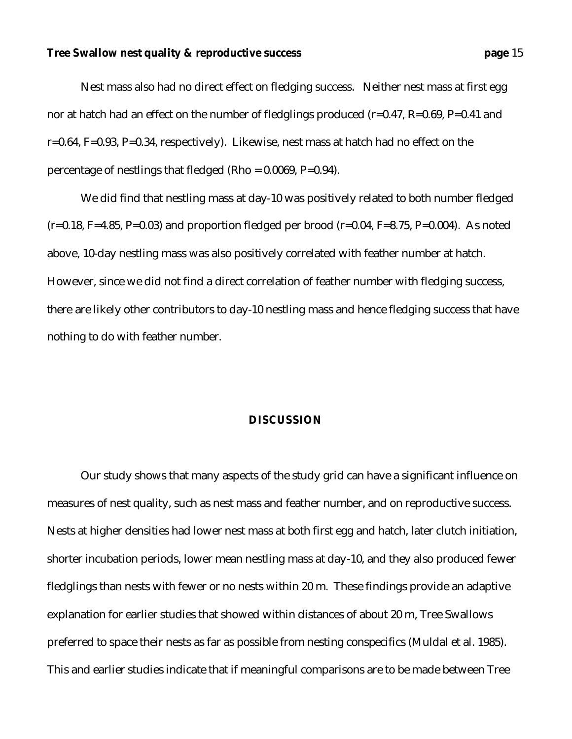Nest mass also had no direct effect on fledging success. Neither nest mass at first egg nor at hatch had an effect on the number of fledglings produced ($r=0.47$, $R=0.69$, $P=0.41$ and $r=0.64$, $F=0.93$, $P=0.34$, respectively). Likewise, nest mass at hatch had no effect on the percentage of nestlings that fledged (Rho = 0.0069, $P=0.94$).

We did find that nestling mass at day-10 was positively related to both number fledged ($r=0.18$, $F=4.85$, $P=0.03$) and proportion fledged per brood ($r=0.04$, $F=8.75$, $P=0.004$). As noted above, 10-day nestling mass was also positively correlated with feather number at hatch. However, since we did not find a direct correlation of feather number with fledging success, there are likely other contributors to day-10 nestling mass and hence fledging success that have nothing to do with feather number.

## DISCUSSION

Our study shows that many aspects of the study grid can have a significant influence on measures of nest quality, such as nest mass and feather number, and on reproductive success. Nests at higher densities had lower nest mass at both first egg and hatch, later clutch initiation, shorter incubation periods, lower mean nestling mass at day-10, and they also produced fewer fledglings than nests with fewer or no nests within 20 m. These findings provide an adaptive explanation for earlier studies that showed within distances of about 20 m, Tree Swallows preferred to space their nests as far as possible from nesting conspecifics (Muldal et al. 1985). This and earlier studies indicate that if meaningful comparisons are to be made between Tree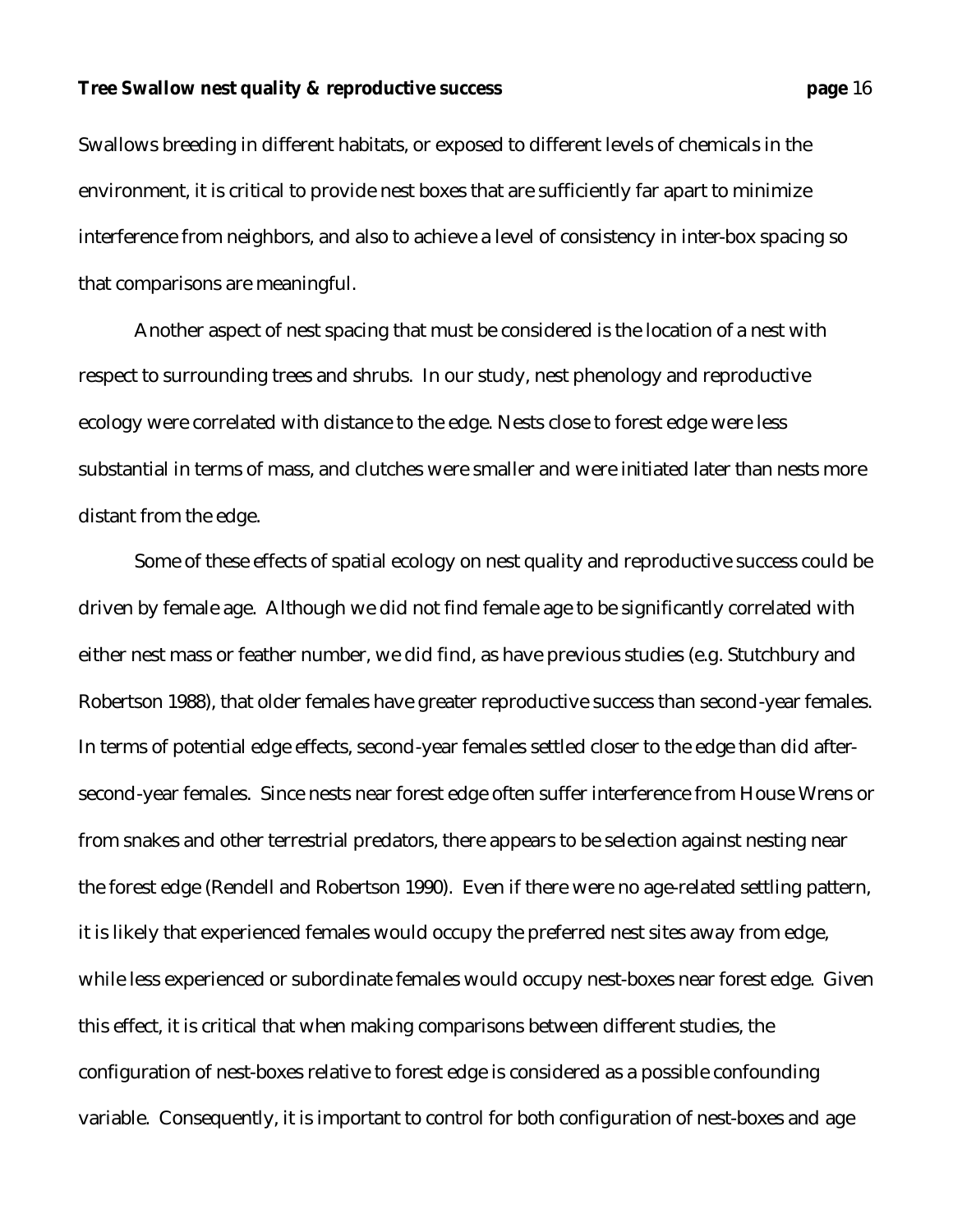Swallows breeding in different habitats, or exposed to different levels of chemicals in the environment, it is critical to provide nest boxes that are sufficiently far apart to minimize interference from neighbors, and also to achieve a level of consistency in inter-box spacing so that comparisons are meaningful.

Another aspect of nest spacing that must be considered is the location of a nest with respect to surrounding trees and shrubs. In our study, nest phenology and reproductive ecology were correlated with distance to the edge. Nests close to forest edge were less substantial in terms of mass, and clutches were smaller and were initiated later than nests more distant from the edge.

Some of these effects of spatial ecology on nest quality and reproductive success could be driven by female age. Although we did not find female age to be significantly correlated with either nest mass or feather number, we did find, as have previous studies (e.g. Stutchbury and Robertson 1988), that older females have greater reproductive success than second-year females. In terms of potential edge effects, second-year females settled closer to the edge than did after-second-year females. Since nests near forest edge often suffer interference from House Wrens or from snakes and other terrestrial predators, there appears to be selection against nesting near the forest edge (Rendell and Robertson 1990). Even if there were no age-related settling pattern, it is likely that experienced females would occupy the preferred nest sites away from edge, while less experienced or subordinate females would occupy nest-boxes near forest edge. Given this effect, it is critical that when making comparisons between different studies, the configuration of nest-boxes relative to forest edge is considered as a possible confounding variable. Consequently, it is important to control for both configuration of nest-boxes and age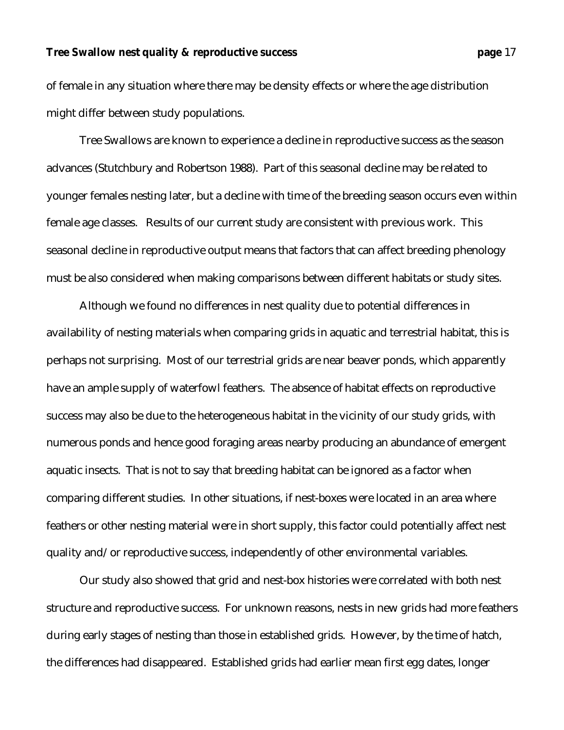of female in any situation where there may be density effects or where the age distribution might differ between study populations.

Tree Swallows are known to experience a decline in reproductive success as the season advances (Stutchbury and Robertson 1988). Part of this seasonal decline may be related to younger females nesting later, but a decline with time of the breeding season occurs even within female age classes. Results of our current study are consistent with previous work. This seasonal decline in reproductive output means that factors that can affect breeding phenology must be also considered when making comparisons between different habitats or study sites.

Although we found no differences in nest quality due to potential differences in availability of nesting materials when comparing grids in aquatic and terrestrial habitat, this is perhaps not surprising. Most of our terrestrial grids are near beaver ponds, which apparently have an ample supply of waterfowl feathers. The absence of habitat effects on reproductive success may also be due to the heterogeneous habitat in the vicinity of our study grids, with numerous ponds and hence good foraging areas nearby producing an abundance of emergent aquatic insects. That is not to say that breeding habitat can be ignored as a factor when comparing different studies. In other situations, if nest-boxes were located in an area where feathers or other nesting material were in short supply, this factor could potentially affect nest quality and/or reproductive success, independently of other environmental variables.

Our study also showed that grid and nest-box histories were correlated with both nest structure and reproductive success. For unknown reasons, nests in new grids had more feathers during early stages of nesting than those in established grids. However, by the time of hatch, the differences had disappeared. Established grids had earlier mean first egg dates, longer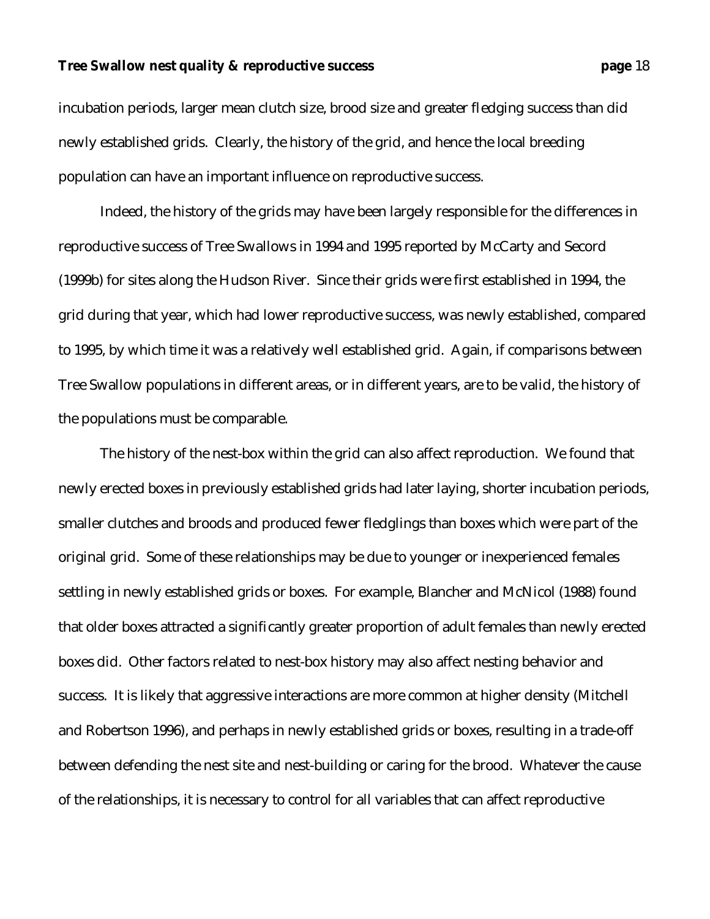incubation periods, larger mean clutch size, brood size and greater fledging success than did newly established grids. Clearly, the history of the grid, and hence the local breeding population can have an important influence on reproductive success.

Indeed, the history of the grids may have been largely responsible for the differences in reproductive success of Tree Swallows in 1994 and 1995 reported by McCarty and Secord (1999b) for sites along the Hudson River. Since their grids were first established in 1994, the grid during that year, which had lower reproductive success, was newly established, compared to 1995, by which time it was a relatively well established grid. Again, if comparisons between Tree Swallow populations in different areas, or in different years, are to be valid, the history of the populations must be comparable.

The history of the nest-box within the grid can also affect reproduction. We found that newly erected boxes in previously established grids had later laying, shorter incubation periods, smaller clutches and broods and produced fewer fledglings than boxes which were part of the original grid. Some of these relationships may be due to younger or inexperienced females settling in newly established grids or boxes. For example, Blancher and McNicol (1988) found that older boxes attracted a significantly greater proportion of adult females than newly erected boxes did. Other factors related to nest-box history may also affect nesting behavior and success. It is likely that aggressive interactions are more common at higher density (Mitchell and Robertson 1996), and perhaps in newly established grids or boxes, resulting in a trade-off between defending the nest site and nest-building or caring for the brood. Whatever the cause of the relationships, it is necessary to control for all variables that can affect reproductive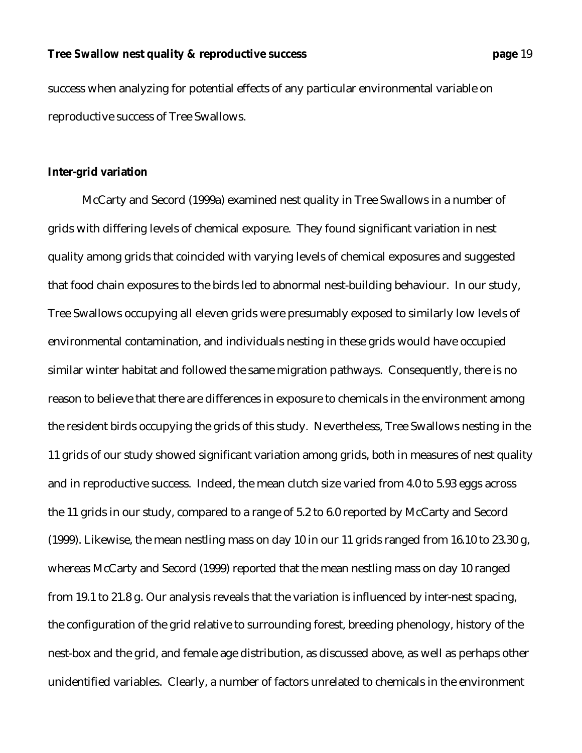success when analyzing for potential effects of any particular environmental variable on reproductive success of Tree Swallows.

**Inter-grid variation**

McCarty and Secord (1999a) examined nest quality in Tree Swallows in a number of grids with differing levels of chemical exposure. They found significant variation in nest quality among grids that coincided with varying levels of chemical exposures and suggested that food chain exposures to the birds led to abnormal nest-building behaviour. In our study, Tree Swallows occupying all eleven grids were presumably exposed to similarly low levels of environmental contamination, and individuals nesting in these grids would have occupied similar winter habitat and followed the same migration pathways. Consequently, there is no reason to believe that there are differences in exposure to chemicals in the environment among the resident birds occupying the grids of this study. Nevertheless, Tree Swallows nesting in the 11 grids of our study showed significant variation among grids, both in measures of nest quality and in reproductive success. Indeed, the mean clutch size varied from 4.0 to 5.93 eggs across the 11 grids in our study, compared to a range of 5.2 to 6.0 reported by McCarty and Secord (1999). Likewise, the mean nestling mass on day 10 in our 11 grids ranged from 16.10 to 23.30 g, whereas McCarty and Secord (1999) reported that the mean nestling mass on day 10 ranged from 19.1 to 21.8 g. Our analysis reveals that the variation is influenced by inter-nest spacing, the configuration of the grid relative to surrounding forest, breeding phenology, history of the nest-box and the grid, and female age distribution, as discussed above, as well as perhaps other unidentified variables. Clearly, a number of factors unrelated to chemicals in the environment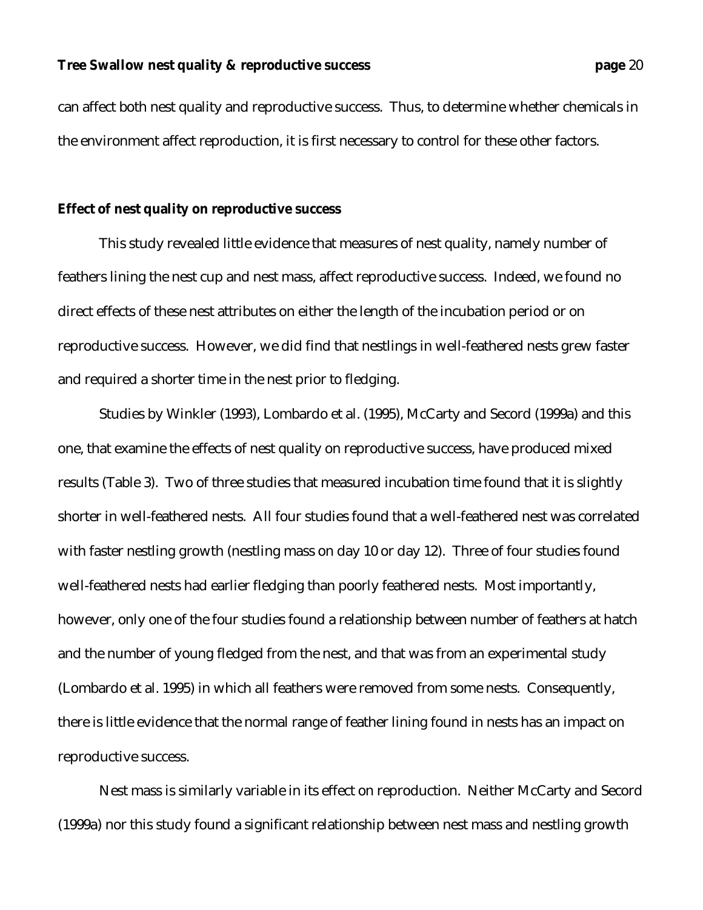can affect both nest quality and reproductive success. Thus, to determine whether chemicals in the environment affect reproduction, it is first necessary to control for these other factors.

**Effect of nest quality on reproductive success**

This study revealed little evidence that measures of nest quality, namely number of feathers lining the nest cup and nest mass, affect reproductive success. Indeed, we found no direct effects of these nest attributes on either the length of the incubation period or on reproductive success. However, we did find that nestlings in well-feathered nests grew faster and required a shorter time in the nest prior to fledging.

Studies by Winkler (1993), Lombardo et al. (1995), McCarty and Secord (1999a) and this one, that examine the effects of nest quality on reproductive success, have produced mixed results (Table 3). Two of three studies that measured incubation time found that it is slightly shorter in well-feathered nests. All four studies found that a well-feathered nest was correlated with faster nestling growth (nestling mass on day 10 or day 12). Three of four studies found well-feathered nests had earlier fledging than poorly feathered nests. Most importantly, however, only one of the four studies found a relationship between number of feathers at hatch and the number of young fledged from the nest, and that was from an experimental study (Lombardo et al. 1995) in which all feathers were removed from some nests. Consequently, there is little evidence that the normal range of feather lining found in nests has an impact on reproductive success.

Nest mass is similarly variable in its effect on reproduction. Neither McCarty and Secord (1999a) nor this study found a significant relationship between nest mass and nestling growth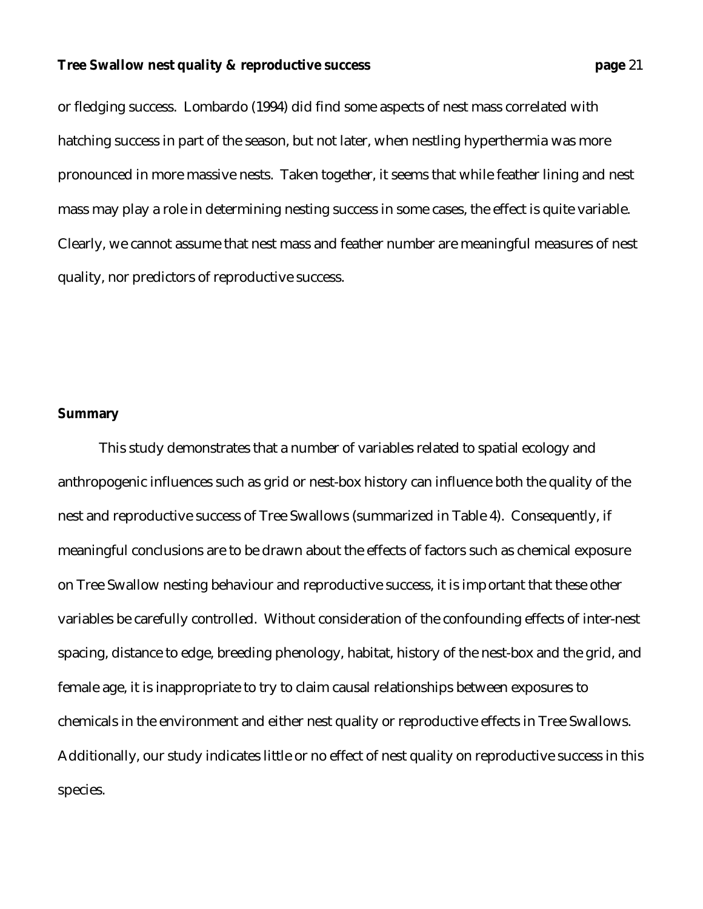or fledging success. Lombardo (1994) did find some aspects of nest mass correlated with hatching success in part of the season, but not later, when nestling hyperthermia was more pronounced in more massive nests. Taken together, it seems that while feather lining and nest mass may play a role in determining nesting success in some cases, the effect is quite variable. Clearly, we cannot assume that nest mass and feather number are meaningful measures of nest quality, nor predictors of reproductive success.

**Summary**

This study demonstrates that a number of variables related to spatial ecology and anthropogenic influences such as grid or nest-box history can influence both the quality of the nest and reproductive success of Tree Swallows (summarized in Table 4). Consequently, if meaningful conclusions are to be drawn about the effects of factors such as chemical exposure on Tree Swallow nesting behaviour and reproductive success, it is important that these other variables be carefully controlled. Without consideration of the confounding effects of inter-nest spacing, distance to edge, breeding phenology, habitat, history of the nest-box and the grid, and female age, it is inappropriate to try to claim causal relationships between exposures to chemicals in the environment and either nest quality or reproductive effects in Tree Swallows. Additionally, our study indicates little or no effect of nest quality on reproductive success in this species.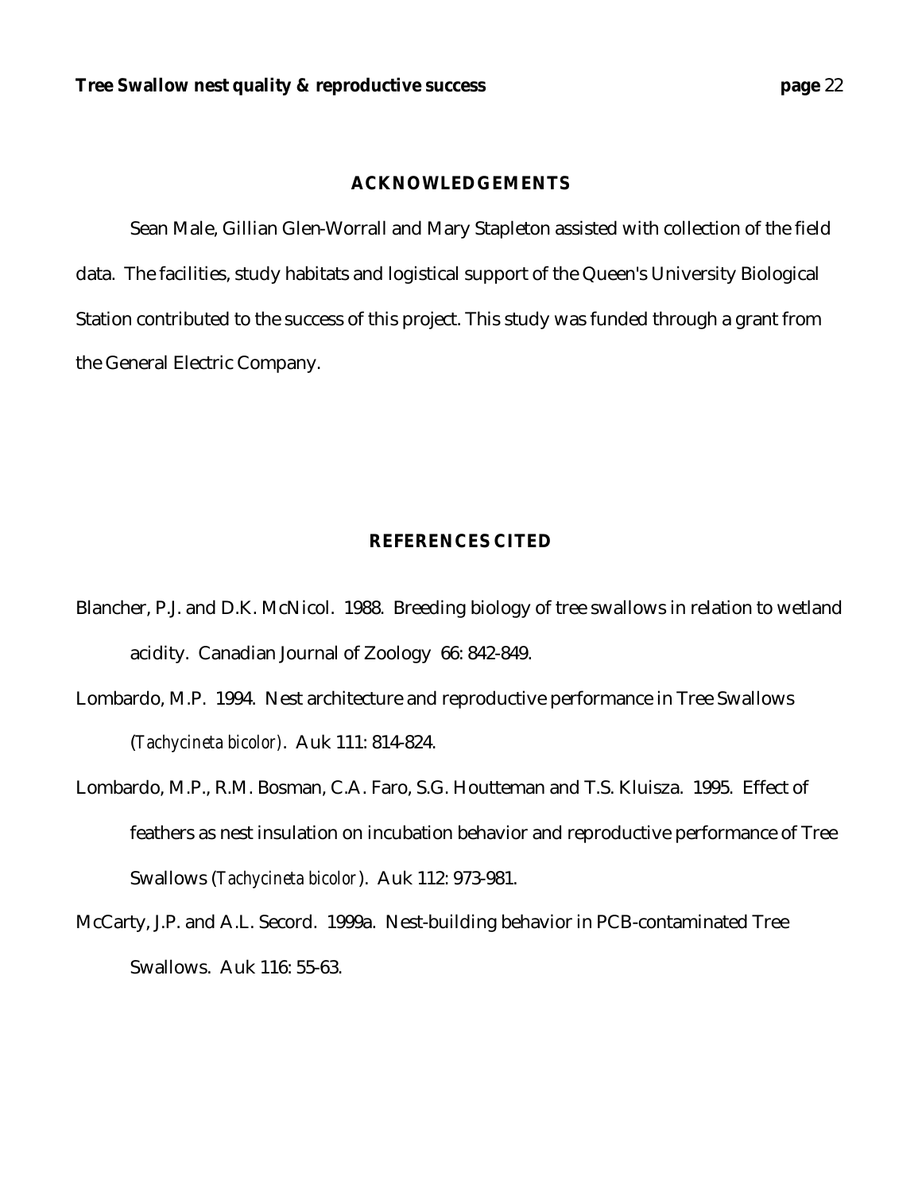## ACKNOWLEDGEMENTS

Sean Male, Gillian Glen-Worrall and Mary Stapleton assisted with collection of the field data. The facilities, study habitats and logistical support of the Queen's University Biological Station contributed to the success of this project. This study was funded through a grant from the General Electric Company.

## REFERENCES CITED

Blancher, P.J. and D.K. McNicol. 1988. Breeding biology of tree swallows in relation to wetland acidity. Canadian Journal of Zoology 66: 842-849.

Lombardo, M.P. 1994. Nest architecture and reproductive performance in Tree Swallows (*Tachycineta bicolor*). Auk 111: 814-824.

Lombardo, M.P., R.M. Bosman, C.A. Faro, S.G. Houtteman and T.S. Kluisza. 1995. Effect of feathers as nest insulation on incubation behavior and reproductive performance of Tree Swallows (*Tachycineta bicolor*). Auk 112: 973-981.

McCarty, J.P. and A.L. Secord. 1999a. Nest-building behavior in PCB-contaminated Tree Swallows. Auk 116: 55-63.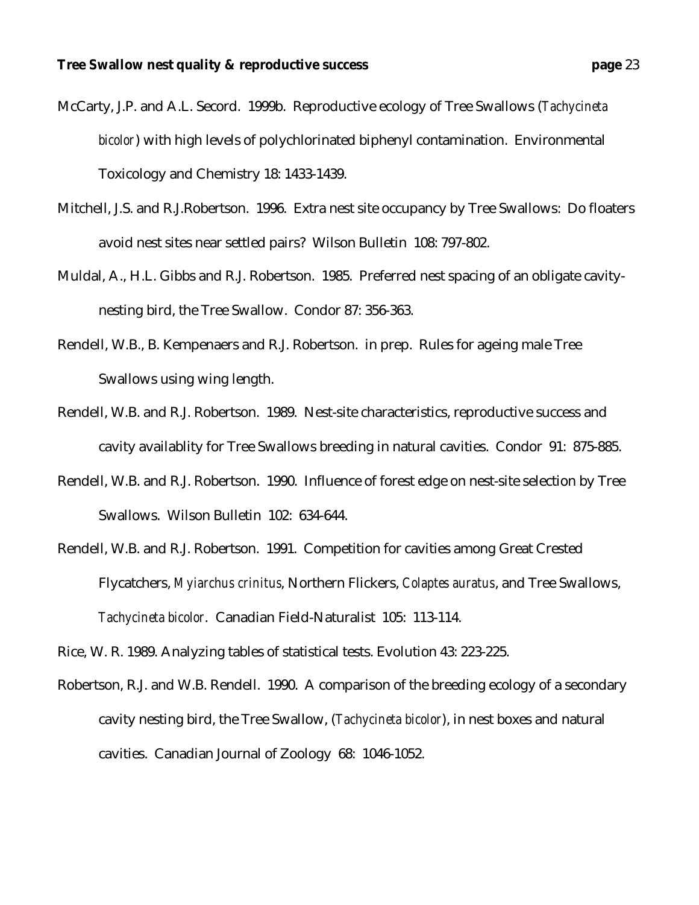McCarty, J.P. and A.L. Secord. 1999b. Reproductive ecology of Tree Swallows (*Tachycineta bicolor*) with high levels of polychlorinated biphenyl contamination. Environmental Toxicology and Chemistry 18: 1433-1439.

Mitchell, J.S. and R.J.Robertson. 1996. Extra nest site occupancy by Tree Swallows: Do floaters avoid nest sites near settled pairs? Wilson Bulletin 108: 797-802.

Muldal, A., H.L. Gibbs and R.J. Robertson. 1985. Preferred nest spacing of an obligate cavity-nesting bird, the Tree Swallow. Condor 87: 356-363.

Rendell, W.B., B. Kempenaers and R.J. Robertson. in prep. Rules for ageing male Tree Swallows using wing length.

Rendell, W.B. and R.J. Robertson. 1989. Nest-site characteristics, reproductive success and cavity availablity for Tree Swallows breeding in natural cavities. Condor 91: 875-885.

Rendell, W.B. and R.J. Robertson. 1990. Influence of forest edge on nest-site selection by Tree Swallows. Wilson Bulletin 102: 634-644.

Rendell, W.B. and R.J. Robertson. 1991. Competition for cavities among Great Crested Flycatchers, *Myiarchus crinitus*, Northern Flickers, *Colaptes auratus*, and Tree Swallows, *Tachycineta bicolor*. Canadian Field-Naturalist 105: 113-114.

Rice, W. R. 1989. Analyzing tables of statistical tests. Evolution 43: 223-225.

Robertson, R.J. and W.B. Rendell. 1990. A comparison of the breeding ecology of a secondary cavity nesting bird, the Tree Swallow, (*Tachycineta bicolor*), in nest boxes and natural cavities. Canadian Journal of Zoology 68: 1046-1052.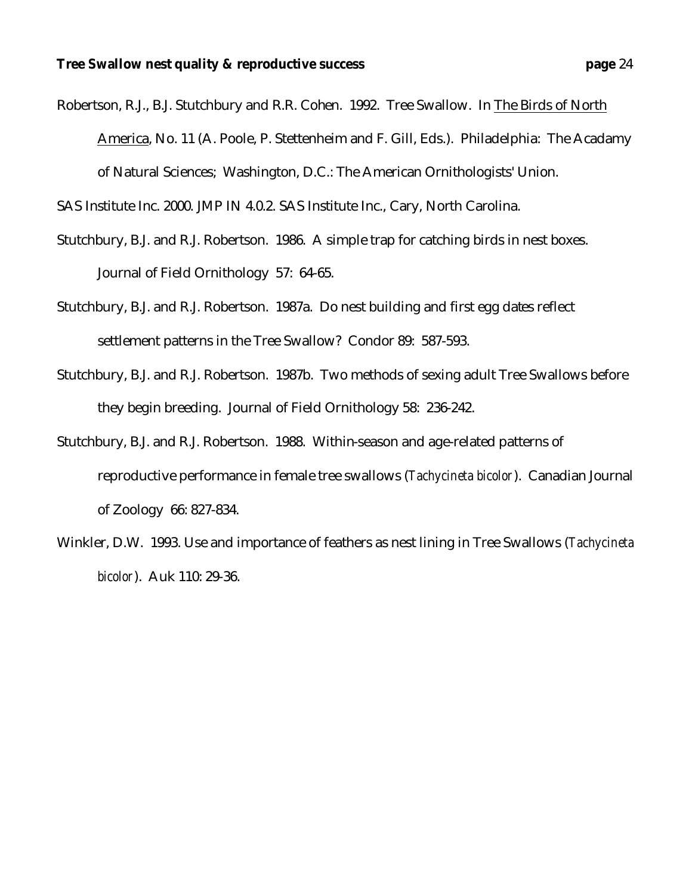Robertson, R.J., B.J. Stutchbury and R.R. Cohen. 1992. Tree Swallow. In The Birds of North America, No. 11 (A. Poole, P. Stettenheim and F. Gill, Eds.). Philadelphia: The Acadamy of Natural Sciences; Washington, D.C.: The American Ornithologists' Union.

SAS Institute Inc. 2000. JMP IN 4.0.2. SAS Institute Inc., Cary, North Carolina.

Stutchbury, B.J. and R.J. Robertson. 1986. A simple trap for catching birds in nest boxes. Journal of Field Ornithology 57: 64-65.

Stutchbury, B.J. and R.J. Robertson. 1987a. Do nest building and first egg dates reflect settlement patterns in the Tree Swallow? Condor 89: 587-593.

Stutchbury, B.J. and R.J. Robertson. 1987b. Two methods of sexing adult Tree Swallows before they begin breeding. Journal of Field Ornithology 58: 236-242.

Stutchbury, B.J. and R.J. Robertson. 1988. Within-season and age-related patterns of reproductive performance in female tree swallows (*Tachycineta bicolor*). Canadian Journal of Zoology 66: 827-834.

Winkler, D.W. 1993. Use and importance of feathers as nest lining in Tree Swallows (*Tachycineta bicolor*). Auk 110: 29-36.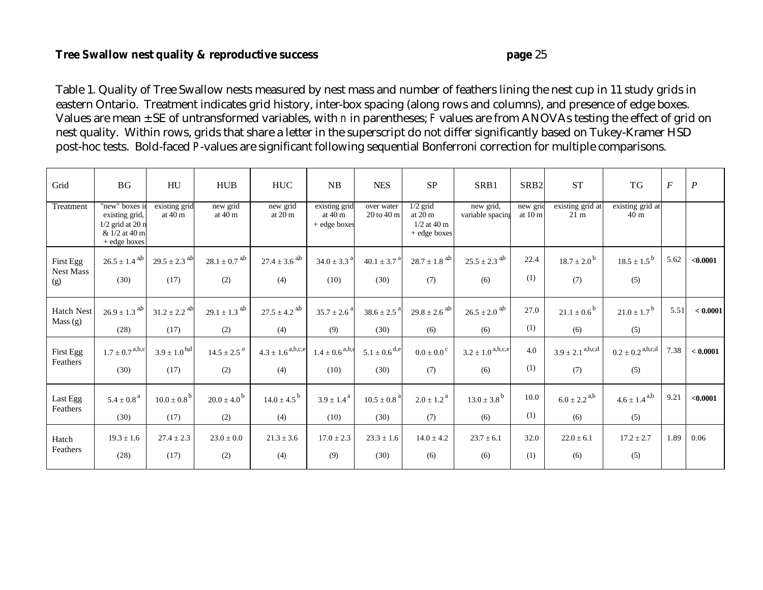Table 1. Quality of Tree Swallow nests measured by nest mass and number of feathers lining the nest cup in 11 study grids in eastern Ontario. Treatment indicates grid history, inter-box spacing (along rows and columns), and presence of edge boxes. Values are mean ± SE of untransformed variables, with *n* in parentheses; *F* values are from ANOVAs testing the effect of grid on nest quality. Within rows, grids that share a letter in the superscript do not differ significantly based on Tukey-Kramer HSD post-hoc tests. Bold-faced *P*-values are significant following sequential Bonferroni correction for multiple comparisons.

| Grid | BG | HU | HUB | HUC | NB | NES | SP | SRB1 | SRB2 | ST | TG | *F* | *P* |
|---|---|---|---|---|---|---|---|---|---|---|---|---|---|
| Treatment | "new" boxes in existing grid, 1/2 grid at 20 m & 1/2 at 40 m + edge boxes | existing grid at 40 m | new grid at 40 m | new grid at 20 m | existing grid at 40 m + edge boxes | over water 20 to 40 m | 1/2 grid at 20 m 1/2 at 40 m + edge boxes | new grid, variable spacing | new grid at 10 m | existing grid at 21 m | existing grid at 40 m | | |
| First Egg Nest Mass (g) | $26.5 \pm 1.4^{ab}$ (30) | $29.5 \pm 2.3^{ab}$ (17) | $28.1 \pm 0.7^{ab}$ (2) | $27.4 \pm 3.6^{ab}$ (4) | $34.0 \pm 3.3^{a}$ (10) | $40.1 \pm 3.7^{a}$ (30) | $28.7 \pm 1.8^{ab}$ (7) | $25.5 \pm 2.3^{ab}$ (6) | 22.4 (1) | $18.7 \pm 2.0^{b}$ (7) | $18.5 \pm 1.5^{b}$ (5) | 5.62 | **<0.0001** |
| Hatch Nest Mass (g) | $26.9 \pm 1.3^{ab}$ (28) | $31.2 \pm 2.2^{ab}$ (17) | $29.1 \pm 1.3^{ab}$ (2) | $27.5 \pm 4.2^{ab}$ (4) | $35.7 \pm 2.6^{a}$ (9) | $38.6 \pm 2.5^{a}$ (30) | $29.8 \pm 2.6^{ab}$ (6) | $26.5 \pm 2.0^{ab}$ (6) | 27.0 (1) | $21.1 \pm 0.6^{b}$ (6) | $21.0 \pm 1.7^{b}$ (5) | 5.51 | **< 0.0001** |
| First Egg Feathers | $1.7 \pm 0.7^{a,b,c}$ (30) | $3.9 \pm 1.0^{b,d}$ (17) | $14.5 \pm 2.5^{e}$ (2) | $4.3 \pm 1.6^{a,b,c,e}$ (4) | $1.4 \pm 0.6^{a,b,c}$ (10) | $5.1 \pm 0.6^{d,e}$ (30) | $0.0 \pm 0.0^{c}$ (7) | $3.2 \pm 1.0^{a,b,c,e}$ (6) | 4.0 (1) | $3.9 \pm 2.1^{a,b,c,d}$ (7) | $0.2 \pm 0.2^{a,b,c,d}$ (5) | 7.38 | **< 0.0001** |
| Last Egg Feathers | $5.4 \pm 0.8^{a}$ (30) | $10.0 \pm 0.8^{b}$ (17) | $20.0 \pm 4.0^{b}$ (2) | $14.0 \pm 4.5^{b}$ (4) | $3.9 \pm 1.4^{a}$ (10) | $10.5 \pm 0.8^{a}$ (30) | $2.0 \pm 1.2^{a}$ (7) | $13.0 \pm 3.8^{b}$ (6) | 10.0 (1) | $6.0 \pm 2.2^{a,b}$ (6) | $4.6 \pm 1.4^{a,b}$ (5) | 9.21 | **<0.0001** |
| Hatch Feathers | $19.3 \pm 1.6$ (28) | $27.4 \pm 2.3$ (17) | $23.0 \pm 0.0$ (2) | $21.3 \pm 3.6$ (4) | $17.0 \pm 2.3$ (9) | $23.3 \pm 1.6$ (30) | $14.0 \pm 4.2$ (6) | $23.7 \pm 6.1$ (6) | 32.0 (1) | $22.0 \pm 6.1$ (6) | $17.2 \pm 2.7$ (5) | 1.89 | 0.06 |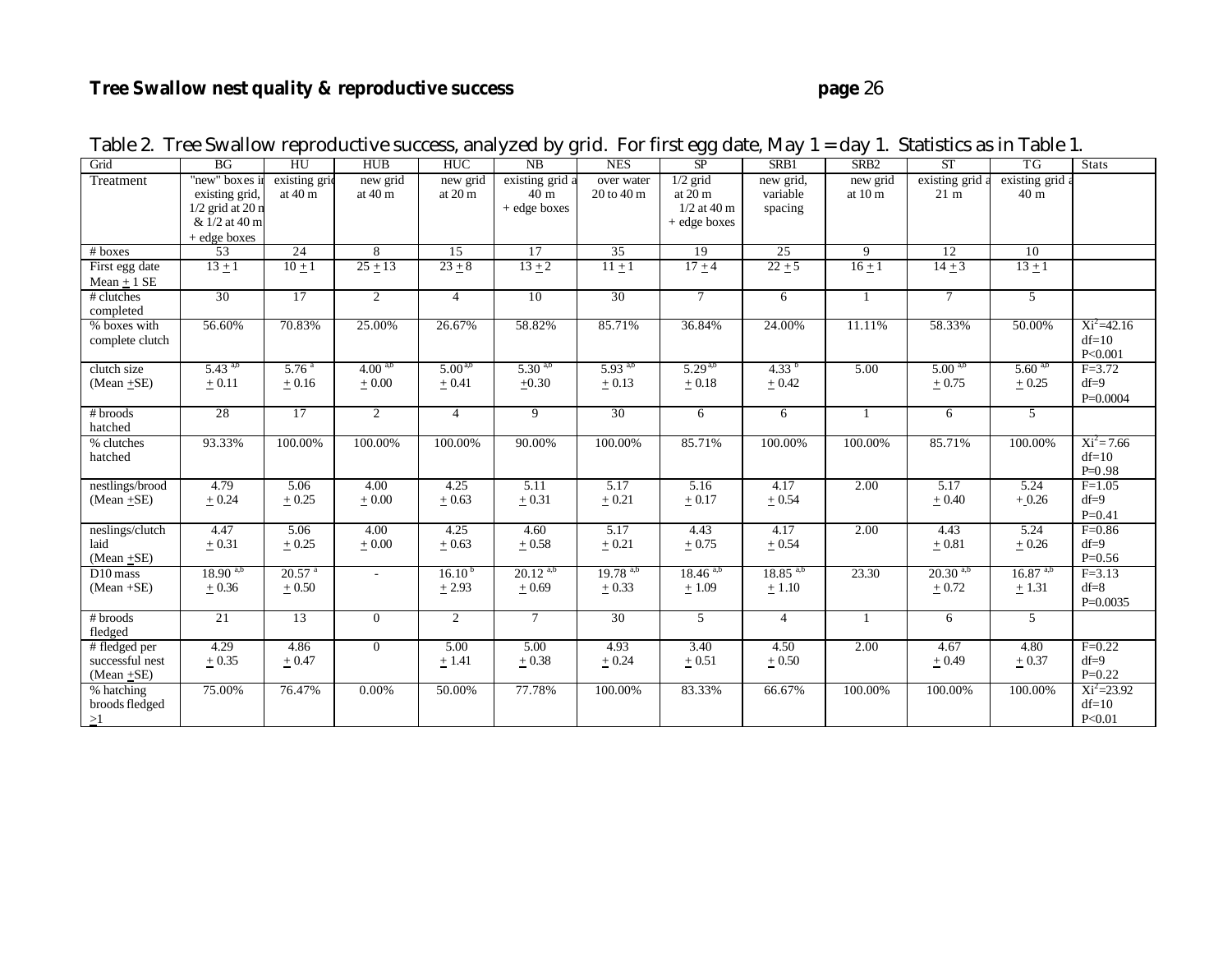Table 2. Tree Swallow reproductive success, analyzed by grid. For first egg date, May 1 = day 1. Statistics as in Table 1.

| Grid | BG | HU | HUB | HUC | NB | NES | SP | SRB1 | SRB2 | ST | TG | Stats |
|---|---|---|---|---|---|---|---|---|---|---|---|---|
| Treatment | "new" boxes in existing grid, 1/2 grid at 20 m & 1/2 at 40 m + edge boxes | existing grid at 40 m | new grid at 40 m | new grid at 20 m | existing grid at 40 m + edge boxes | over water 20 to 40 m | 1/2 grid at 20 m 1/2 at 40 m + edge boxes | new grid, variable spacing | new grid at 10 m | existing grid at 21 m | existing grid at 40 m | |
| # boxes | 53 | 24 | 8 | 15 | 17 | 35 | 19 | 25 | 9 | 12 | 10 | |
| First egg date Mean ± 1 SE | 13 ± 1 | 10 ± 1 | 25 ± 13 | 23 ± 8 | 13 ± 2 | 11 ± 1 | 17 ± 4 | 22 ± 5 | 16 ± 1 | 14 ± 3 | 13 ± 1 | |
| # clutches completed | 30 | 17 | 2 | 4 | 10 | 30 | 7 | 6 | 1 | 7 | 5 | |
| % boxes with complete clutch | 56.60% | 70.83% | 25.00% | 26.67% | 58.82% | 85.71% | 36.84% | 24.00% | 11.11% | 58.33% | 50.00% | $Xi^2$=42.16 df=10 P<0.001 |
| clutch size (Mean ±SE) | 5.43 [a,b] ± 0.11 | 5.76 [a] ± 0.16 | 4.00 [a,b] ± 0.00 | 5.00 [a,b] ± 0.41 | 5.30 [a,b] ±0.30 | 5.93 [a,b] ± 0.13 | 5.29 [a,b] ± 0.18 | 4.33 [b] ± 0.42 | 5.00 | 5.00 [a,b] ± 0.75 | 5.60 [a,b] ± 0.25 | F=3.72 df=9 P=0.0004 |
| # broods hatched | 28 | 17 | 2 | 4 | 9 | 30 | 6 | 6 | 1 | 6 | 5 | |
| % clutches hatched | 93.33% | 100.00% | 100.00% | 100.00% | 90.00% | 100.00% | 85.71% | 100.00% | 100.00% | 85.71% | 100.00% | $Xi^2$= 7.66 df=10 P=0.98 |
| nestlings/brood (Mean ±SE) | 4.79 ± 0.24 | 5.06 ± 0.25 | 4.00 ± 0.00 | 4.25 ± 0.63 | 5.11 ± 0.31 | 5.17 ± 0.21 | 5.16 ± 0.17 | 4.17 ± 0.54 | 2.00 | 5.17 ± 0.40 | 5.24 ± 0.26 | F=1.05 df=9 P=0.41 |
| neslings/clutch laid (Mean ±SE) | 4.47 ± 0.31 | 5.06 ± 0.25 | 4.00 ± 0.00 | 4.25 ± 0.63 | 4.60 ± 0.58 | 5.17 ± 0.21 | 4.43 ± 0.75 | 4.17 ± 0.54 | 2.00 | 4.43 ± 0.81 | 5.24 ± 0.26 | F=0.86 df=9 P=0.56 |
| D10 mass (Mean +SE) | 18.90 [a,b] ± 0.36 | 20.57 [a] ± 0.50 | - | 16.10 [b] ± 2.93 | 20.12 [a,b] ± 0.69 | 19.78 [a,b] ± 0.33 | 18.46 [a,b] ± 1.09 | 18.85 [a,b] ± 1.10 | 23.30 | 20.30 [a,b] ± 0.72 | 16.87 [a,b] ± 1.31 | F=3.13 df=8 P=0.0035 |
| # broods fledged | 21 | 13 | 0 | 2 | 7 | 30 | 5 | 4 | 1 | 6 | 5 | |
| # fledged per successful nest (Mean ±SE) | 4.29 ± 0.35 | 4.86 ± 0.47 | 0 | 5.00 ± 1.41 | 5.00 ± 0.38 | 4.93 ± 0.24 | 3.40 ± 0.51 | 4.50 ± 0.50 | 2.00 | 4.67 ± 0.49 | 4.80 ± 0.37 | F=0.22 df=9 P=0.22 |
| % hatching broods fledged ≥1 | 75.00% | 76.47% | 0.00% | 50.00% | 77.78% | 100.00% | 83.33% | 66.67% | 100.00% | 100.00% | 100.00% | $Xi^2$=23.92 df=10 P<0.01 |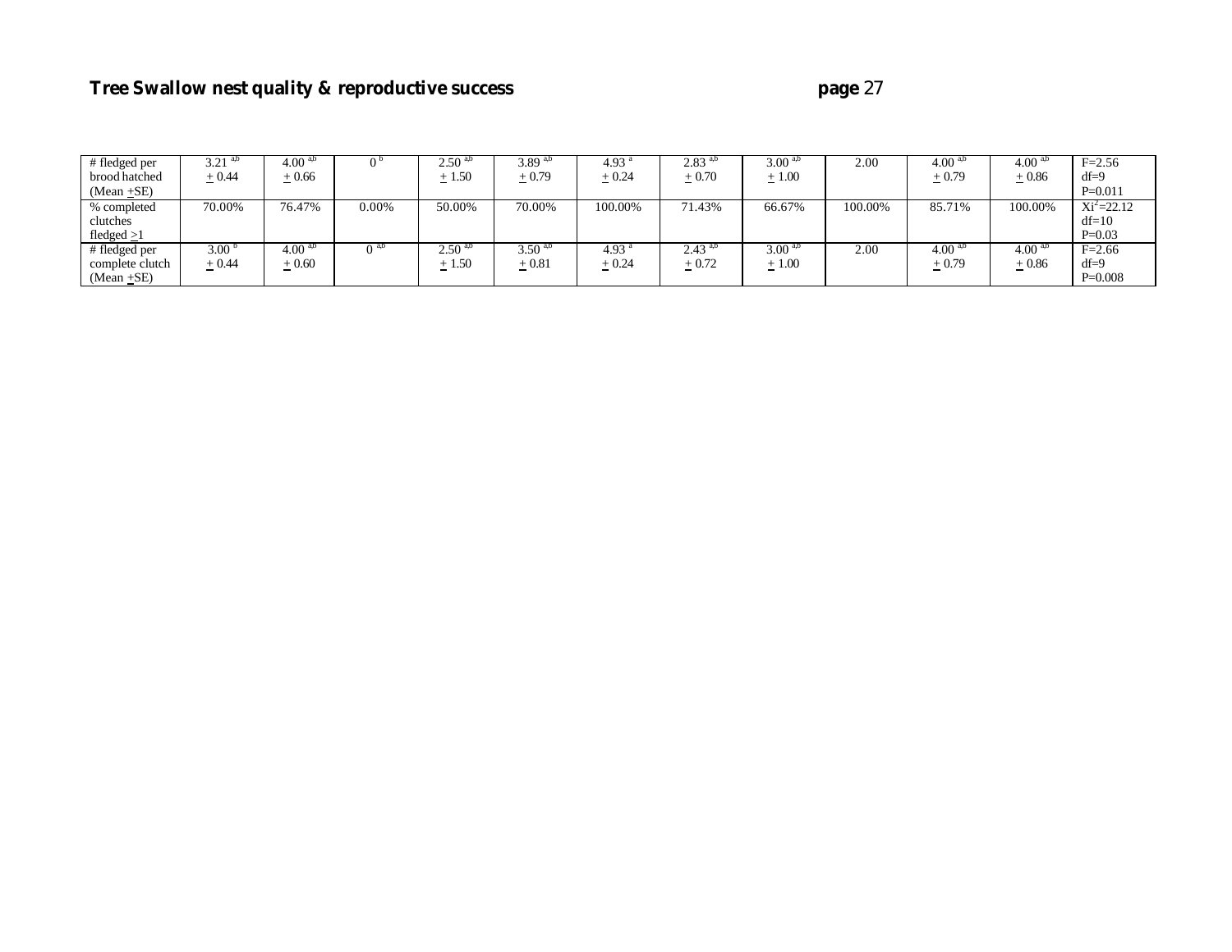| # fledged per brood hatched (Mean $\pm$SE) | 3.21 [a,b] $\pm$ 0.44 | 4.00 [a,b] $\pm$ 0.66 | 0 [b] | 2.50 [a,b] $\pm$ 1.50 | 3.89 [a,b] $\pm$ 0.79 | 4.93 [a] $\pm$ 0.24 | 2.83 [a,b] $\pm$ 0.70 | 3.00 [a,b] $\pm$ 1.00 | 2.00 | 4.00 [a,b] $\pm$ 0.79 | 4.00 [a,b] $\pm$ 0.86 | F=2.56 df=9 P=0.011 |
|---|---|---|---|---|---|---|---|---|---|---|---|---|
| % completed clutches fledged $\geq$1 | 70.00% | 76.47% | 0.00% | 50.00% | 70.00% | 100.00% | 71.43% | 66.67% | 100.00% | 85.71% | 100.00% | $Xi^2$=22.12 df=10 P=0.03 |
| # fledged per complete clutch (Mean $\pm$SE) | 3.00 [b] $\pm$ 0.44 | 4.00 [a,b] $\pm$ 0.60 | 0 [a,b] | 2.50 [a,b] $\pm$ 1.50 | 3.50 [a,b] $\pm$ 0.81 | 4.93 [a] $\pm$ 0.24 | 2.43 [a,b] $\pm$ 0.72 | 3.00 [a,b] $\pm$ 1.00 | 2.00 | 4.00 [a,b] $\pm$ 0.79 | 4.00 [a,b] $\pm$ 0.86 | F=2.66 df=9 P=0.008 |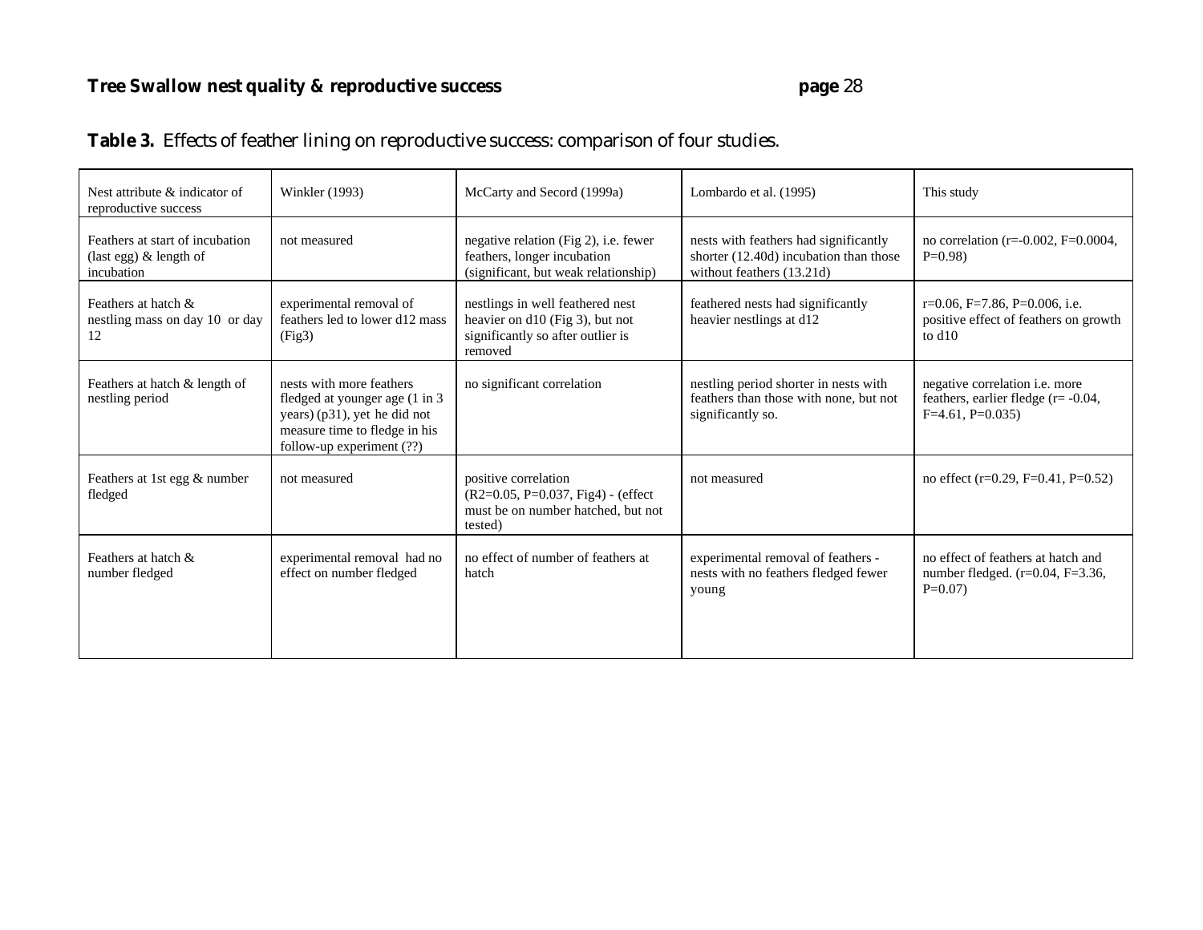**Table 3.** Effects of feather lining on reproductive success: comparison of four studies.

| Nest attribute & indicator of reproductive success | Winkler (1993) | McCarty and Secord (1999a) | Lombardo et al. (1995) | This study |
|---|---|---|---|---|
| Feathers at start of incubation (last egg) & length of incubation | not measured | negative relation (Fig 2), i.e. fewer feathers, longer incubation (significant, but weak relationship) | nests with feathers had significantly shorter (12.40d) incubation than those without feathers (13.21d) | no correlation (r=-0.002, F=0.0004, P=0.98) |
| Feathers at hatch & nestling mass on day 10 or day 12 | experimental removal of feathers led to lower d12 mass (Fig3) | nestlings in well feathered nest heavier on d10 (Fig 3), but not significantly so after outlier is removed | feathered nests had significantly heavier nestlings at d12 | r=0.06, F=7.86, P=0.006, i.e. positive effect of feathers on growth to d10 |
| Feathers at hatch & length of nestling period | nests with more feathers fledged at younger age (1 in 3 years) (p31), yet he did not measure time to fledge in his follow-up experiment (??) | no significant correlation | nestling period shorter in nests with feathers than those with none, but not significantly so. | negative correlation i.e. more feathers, earlier fledge (r= -0.04, F=4.61, P=0.035) |
| Feathers at 1st egg & number fledged | not measured | positive correlation ($R^2$=0.05, P=0.037, Fig4) - (effect must be on number hatched, but not tested) | not measured | no effect (r=0.29, F=0.41, P=0.52) |
| Feathers at hatch & number fledged | experimental removal had no effect on number fledged | no effect of number of feathers at hatch | experimental removal of feathers - nests with no feathers fledged fewer young | no effect of feathers at hatch and number fledged. (r=0.04, F=3.36, P=0.07) |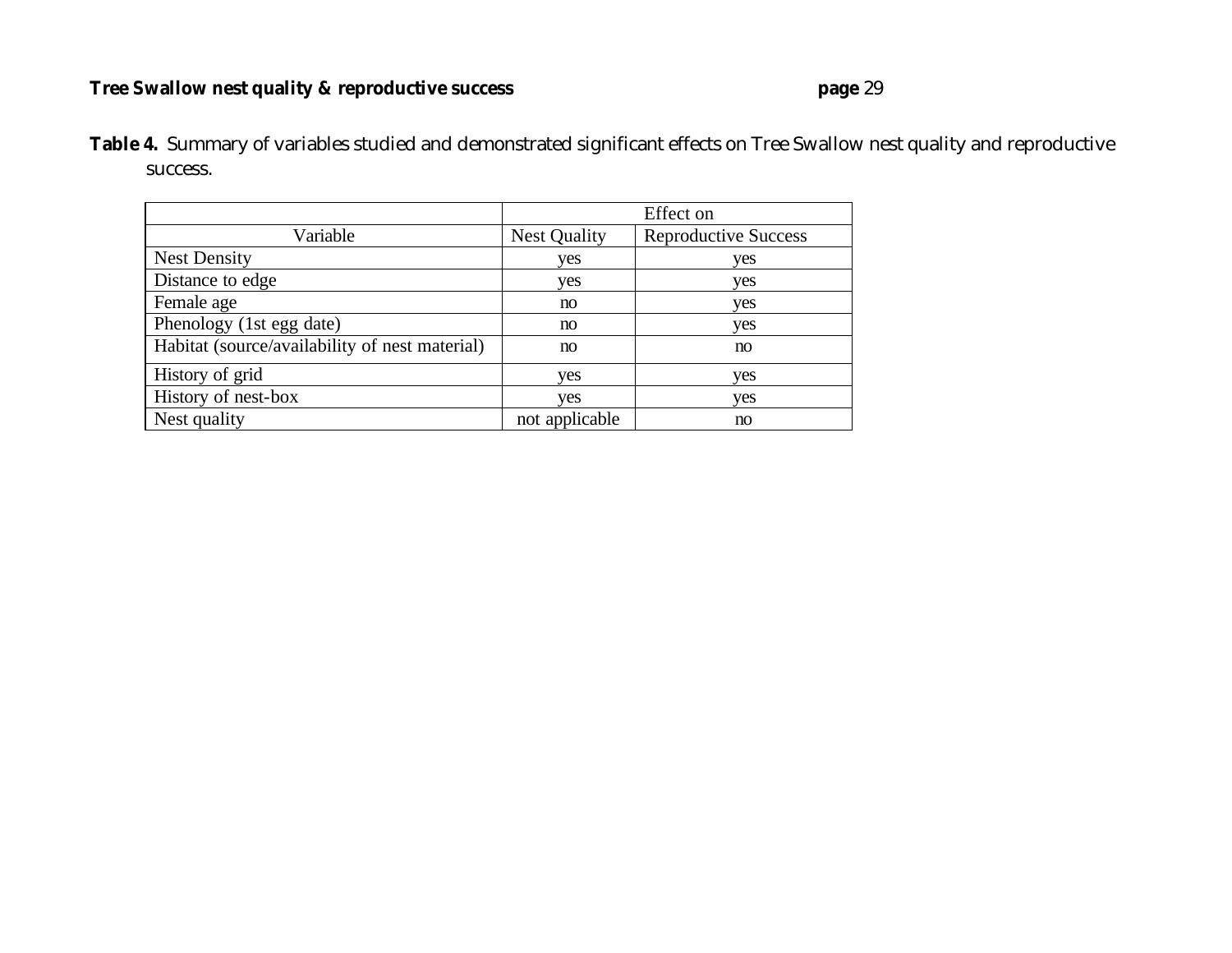**Table 4.** Summary of variables studied and demonstrated significant effects on Tree Swallow nest quality and reproductive success.

| | Effect on | |
|---|---|---|
| Variable | Nest Quality | Reproductive Success |
| Nest Density | yes | yes |
| Distance to edge | yes | yes |
| Female age | no | yes |
| Phenology (1st egg date) | no | yes |
| Habitat (source/availability of nest material) | no | no |
| History of grid | yes | yes |
| History of nest-box | yes | yes |
| Nest quality | not applicable | no |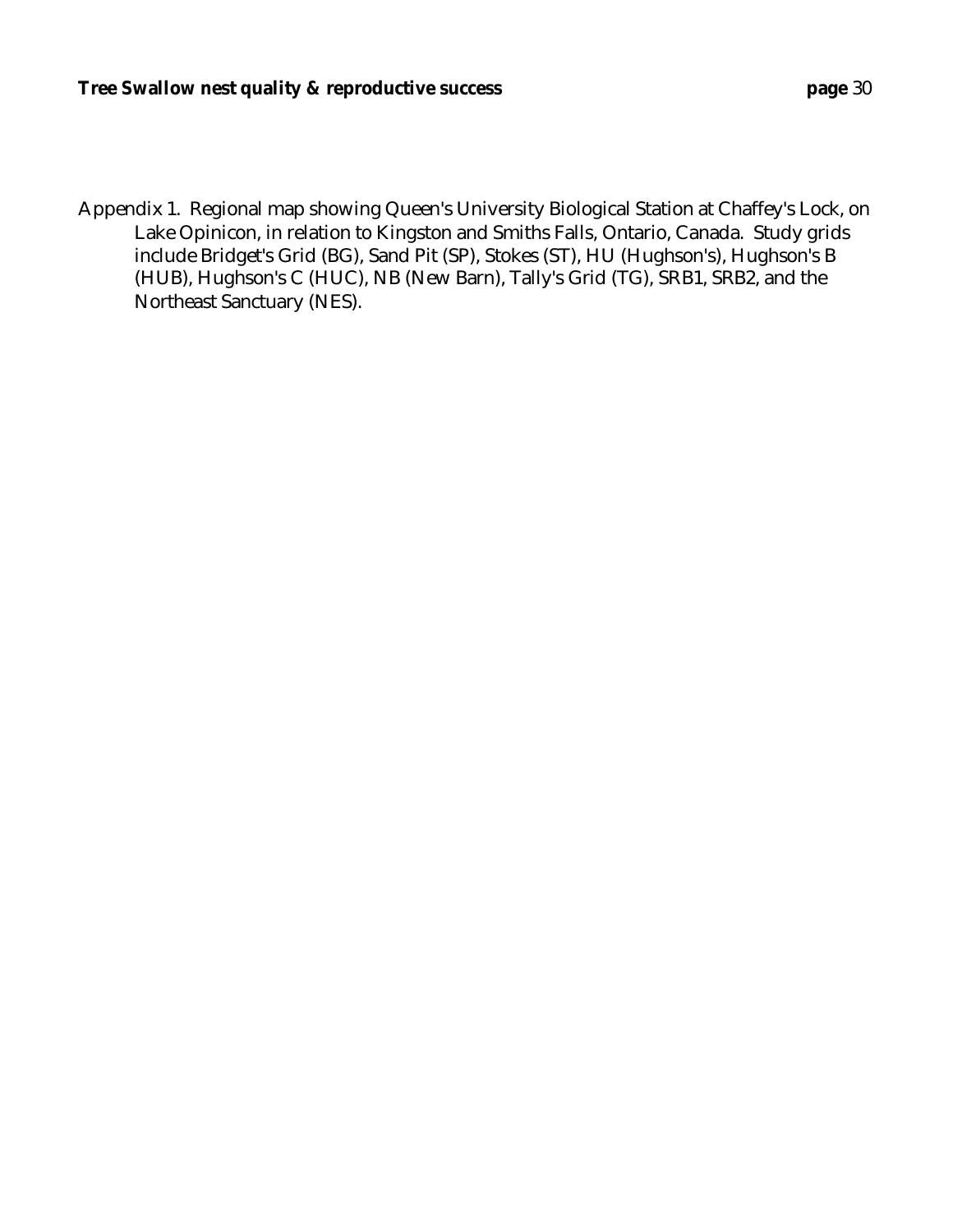Appendix 1. Regional map showing Queen's University Biological Station at Chaffey's Lock, on Lake Opinicon, in relation to Kingston and Smiths Falls, Ontario, Canada. Study grids include Bridget's Grid (BG), Sand Pit (SP), Stokes (ST), HU (Hughson's), Hughson's B (HUB), Hughson's C (HUC), NB (New Barn), Tally's Grid (TG), SRB1, SRB2, and the Northeast Sanctuary (NES).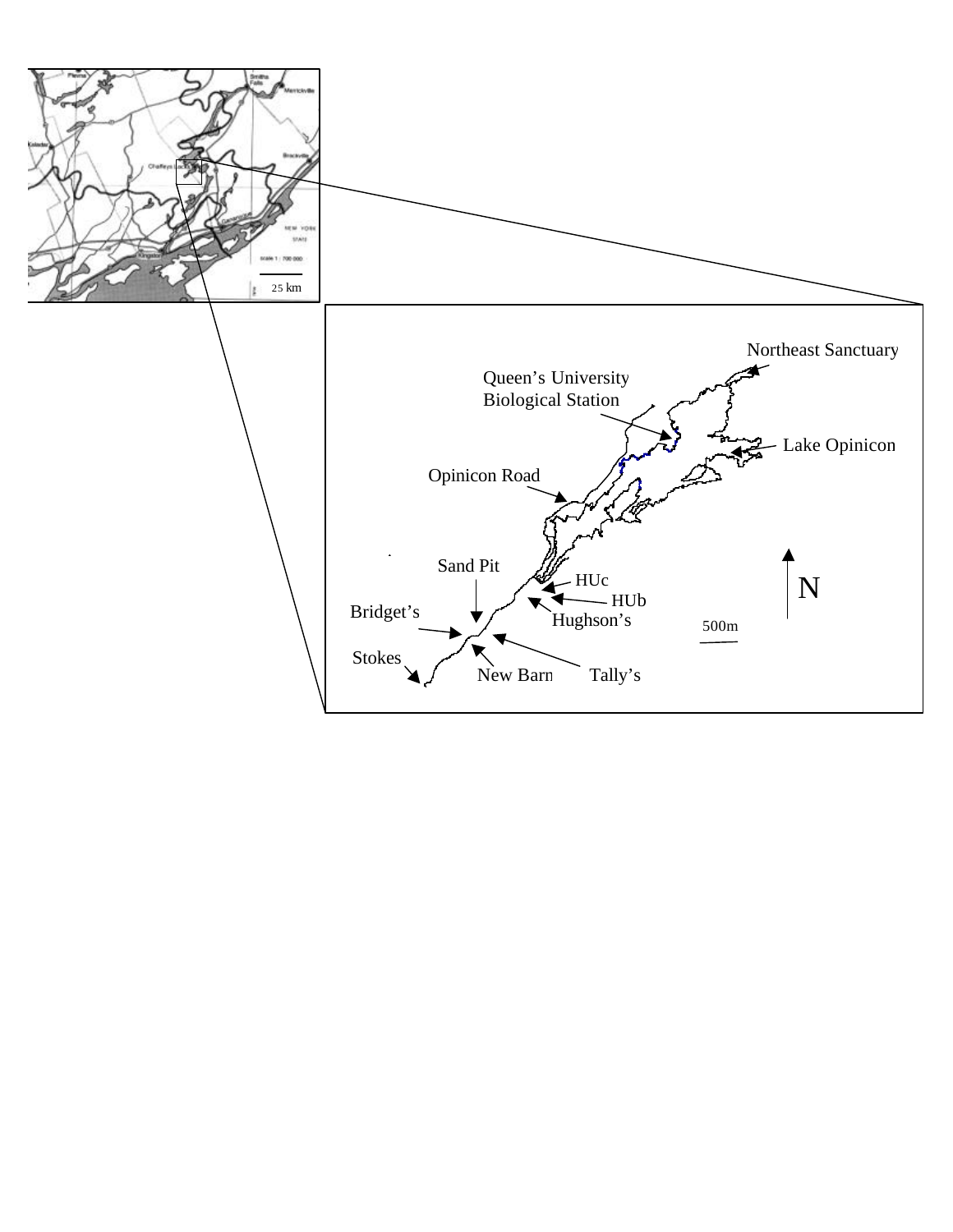25 km

Northeast Sanctuary

Queen's University Biological Station

Lake Opinicon

Opinicon Road

Sand Pit

HUc

HUb

N

Bridget's

Hughson's

500m

Stokes

New Barn

Tally's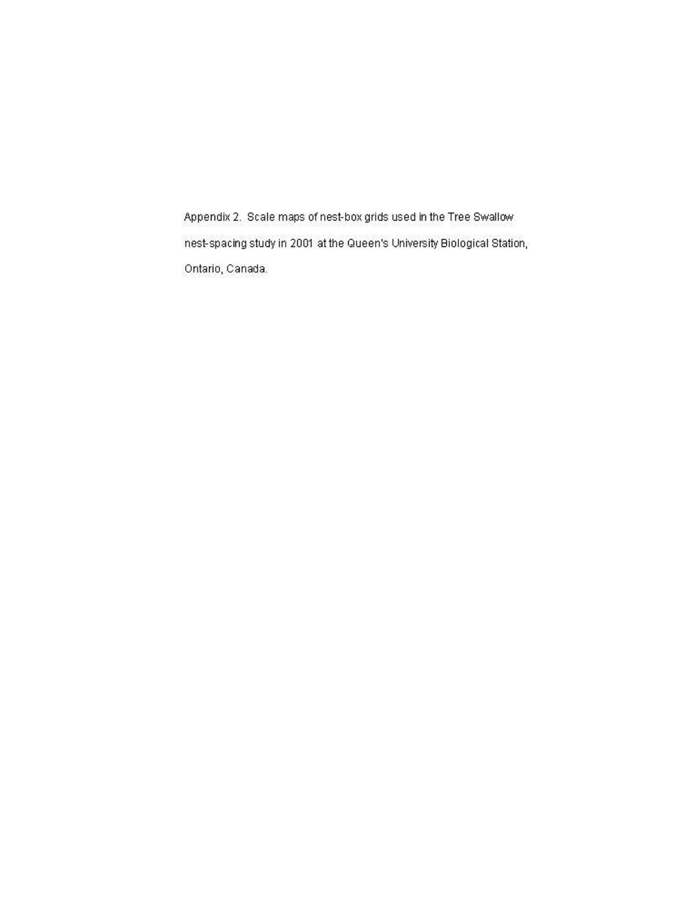Appendix 2. Scale maps of nest-box grids used in the Tree Swallow nest-spacing study in 2001 at the Queen's University Biological Station, Ontario, Canada.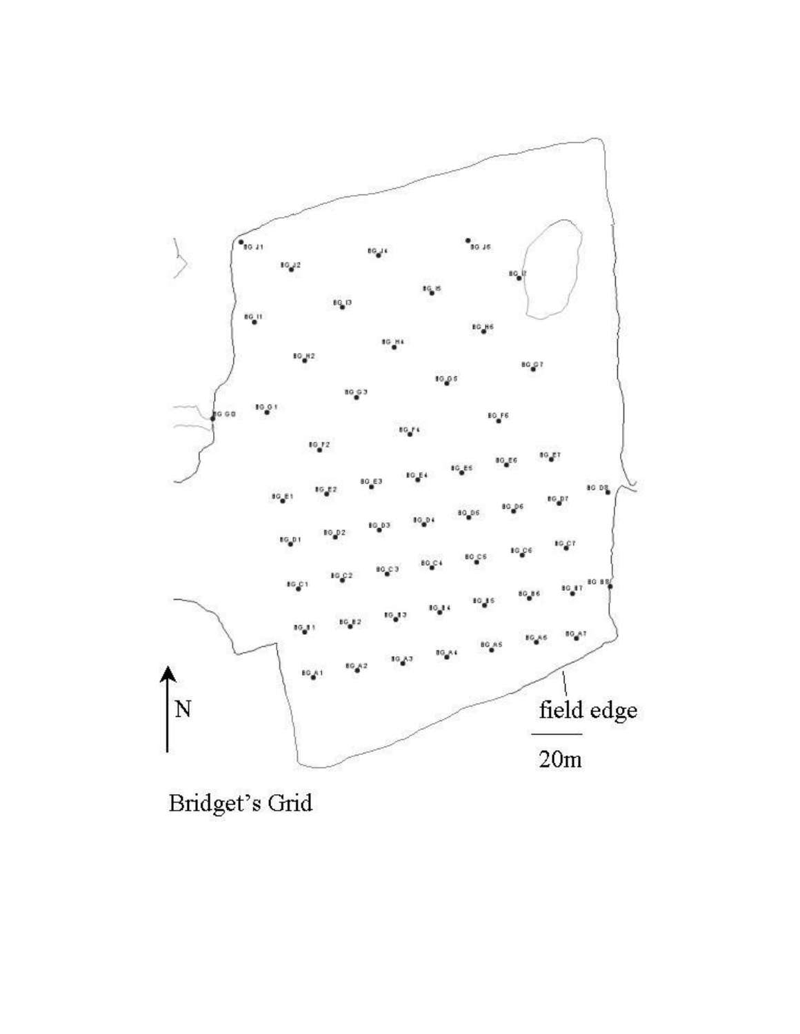Bridget's Grid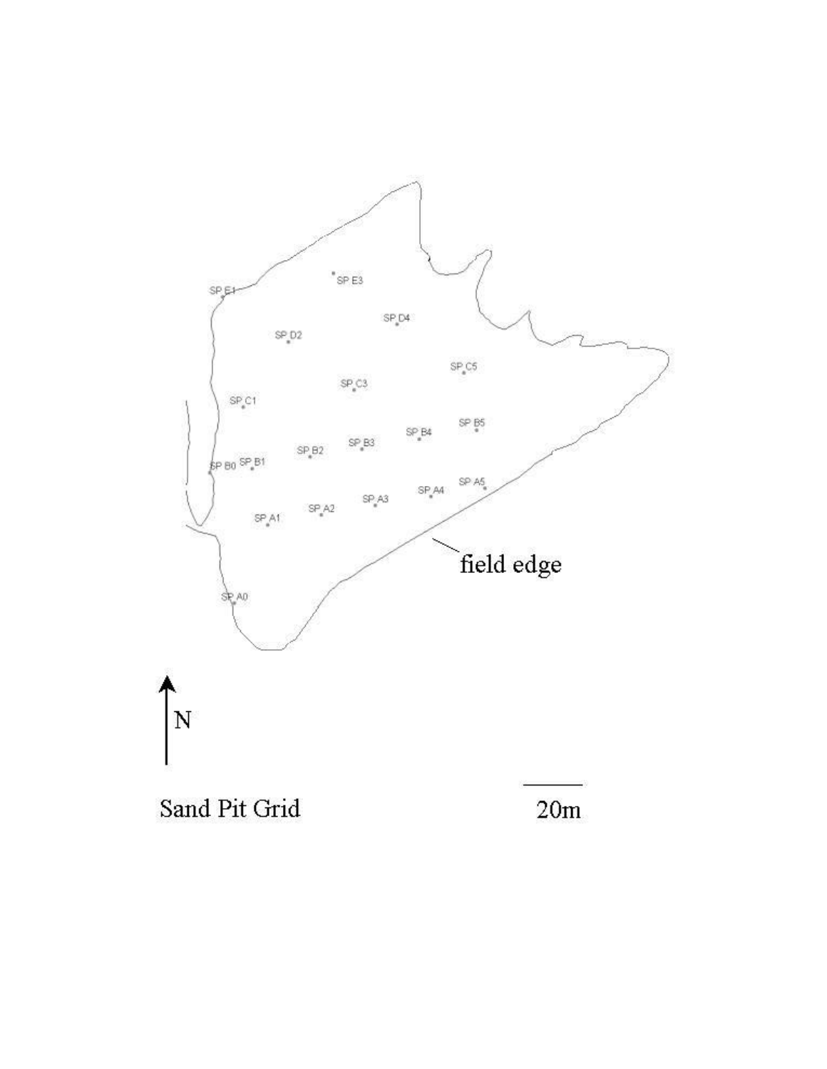Sand Pit Grid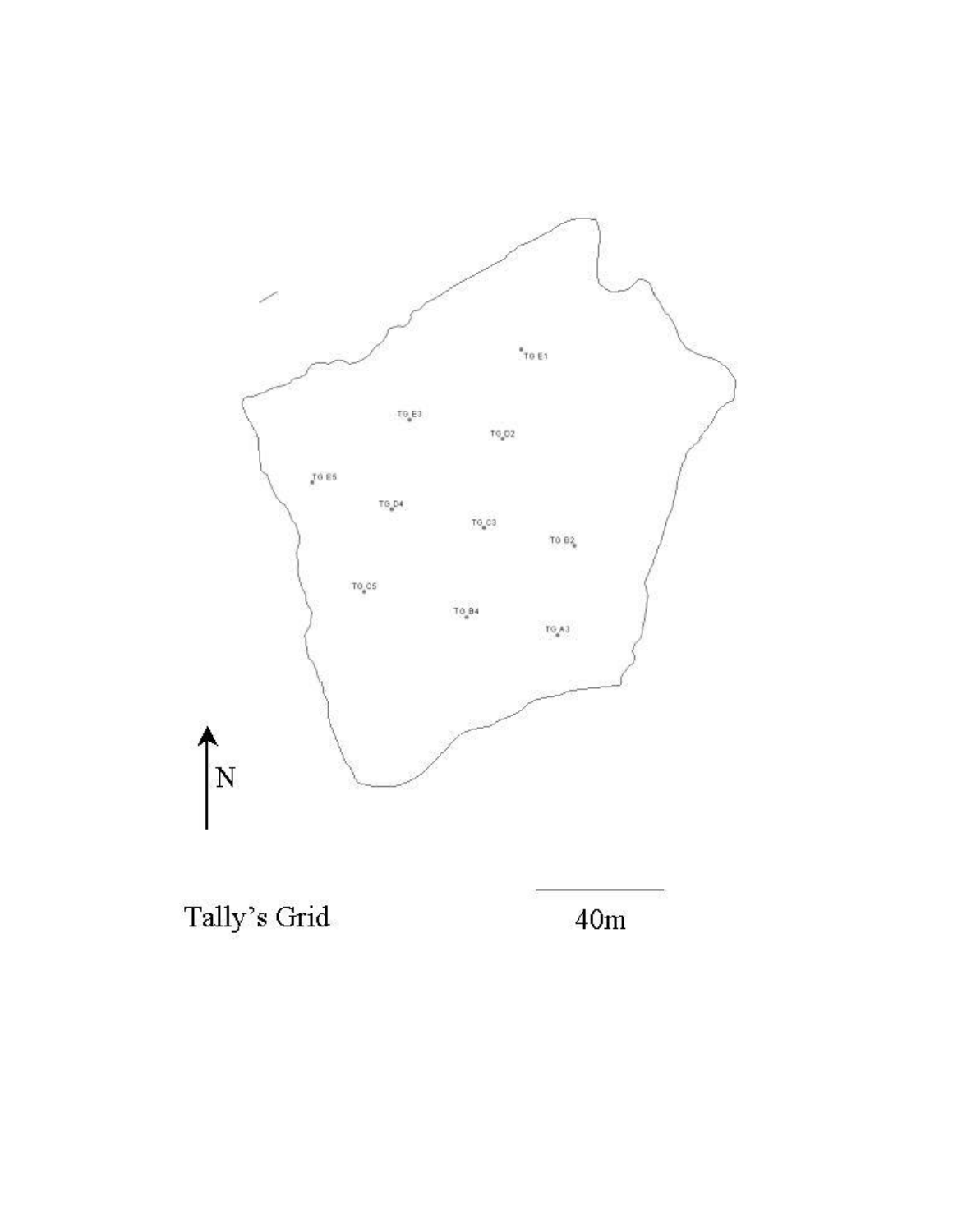TG E1

TG E3

TG D2

TG E5

TG D4

TG C3

TG B2

TG C5

TG B4

TG A3

N

Tally's Grid

40m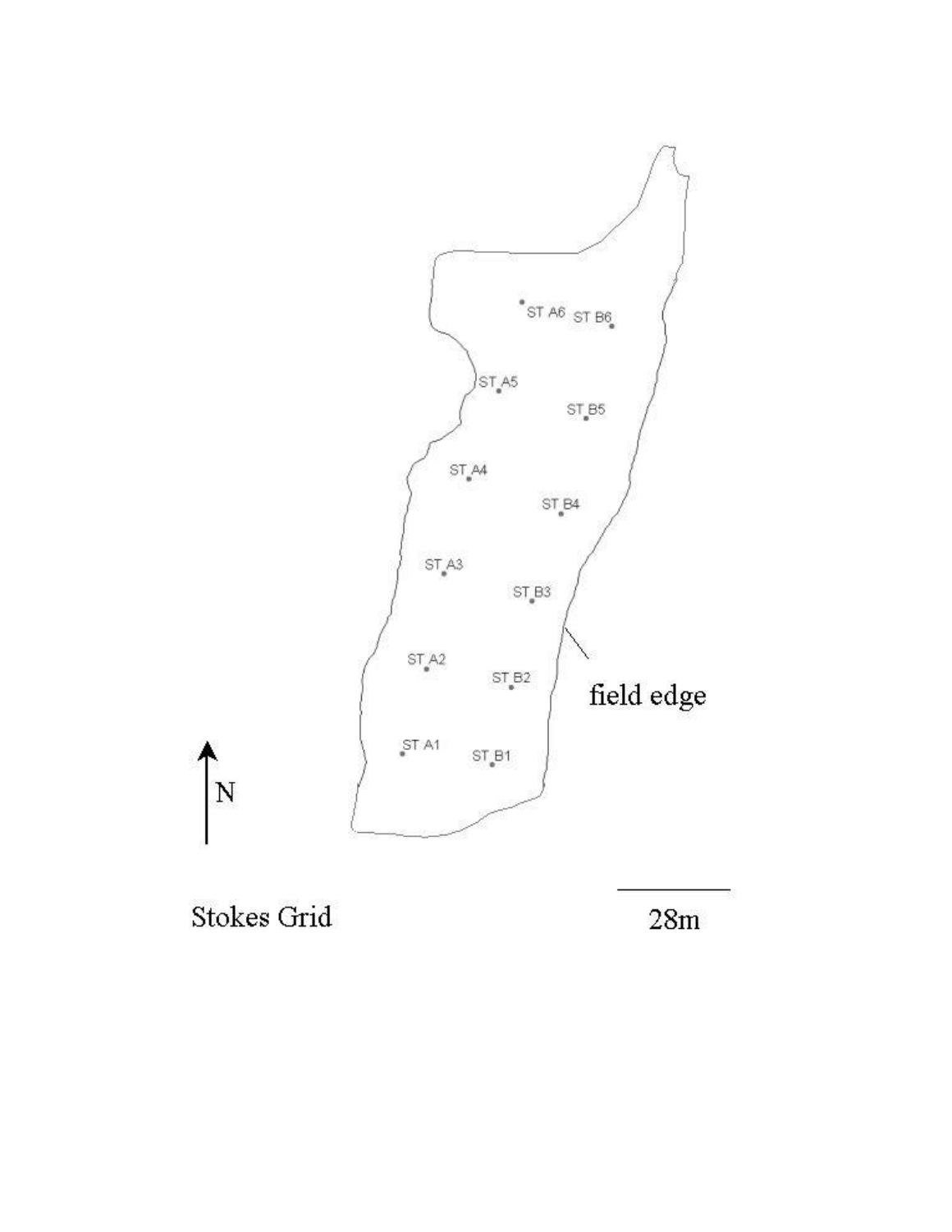ST A6 ST B6

ST A5

ST B5

ST A4

ST B4

ST A3

ST B3

ST A2

ST B2

ST A1

ST B1

field edge

N

Stokes Grid

28m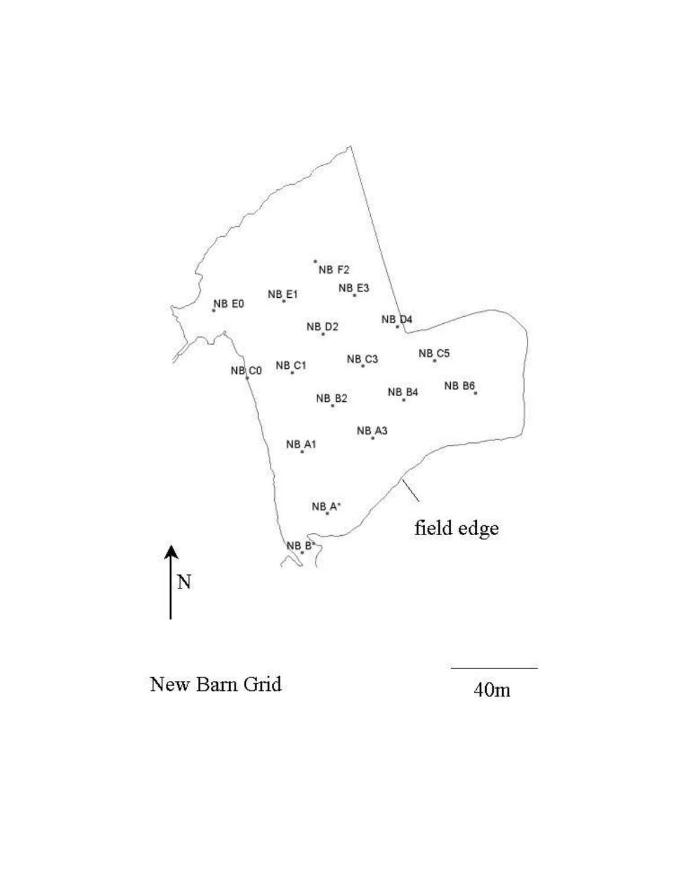NB F2

NB E1 NB E3

NB E0

NB D2 NB D4

NB C5

NB C1 NB C3

NB C0

NB B6

NB B2 NB B4

NB A3

NB A1

field edge

NB A*

NB B*

N

New Barn Grid

40m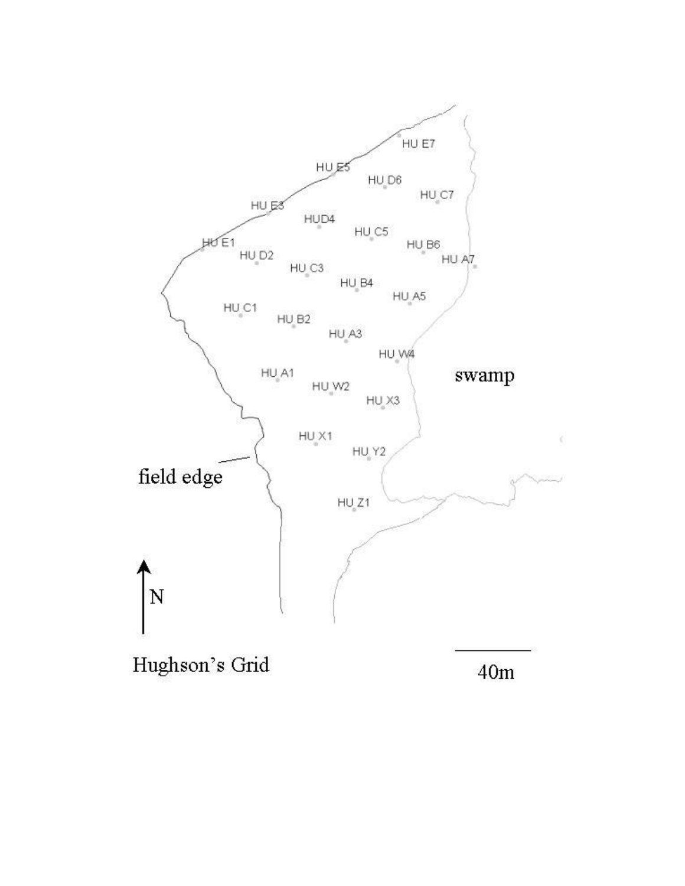HU E7

HU E5 HU D6

HU C7

HU E3

HUD4

HU C5

HU E1

HU B6

HU D2

HU A7

HU C3

HU B4

HU A5

HU C1

HU B2

HU A3

HU W4

swamp

HU A1

HU W2

HU X3

HU X1

HU Y2

field edge

HU Z1

N

Hughson's Grid

40m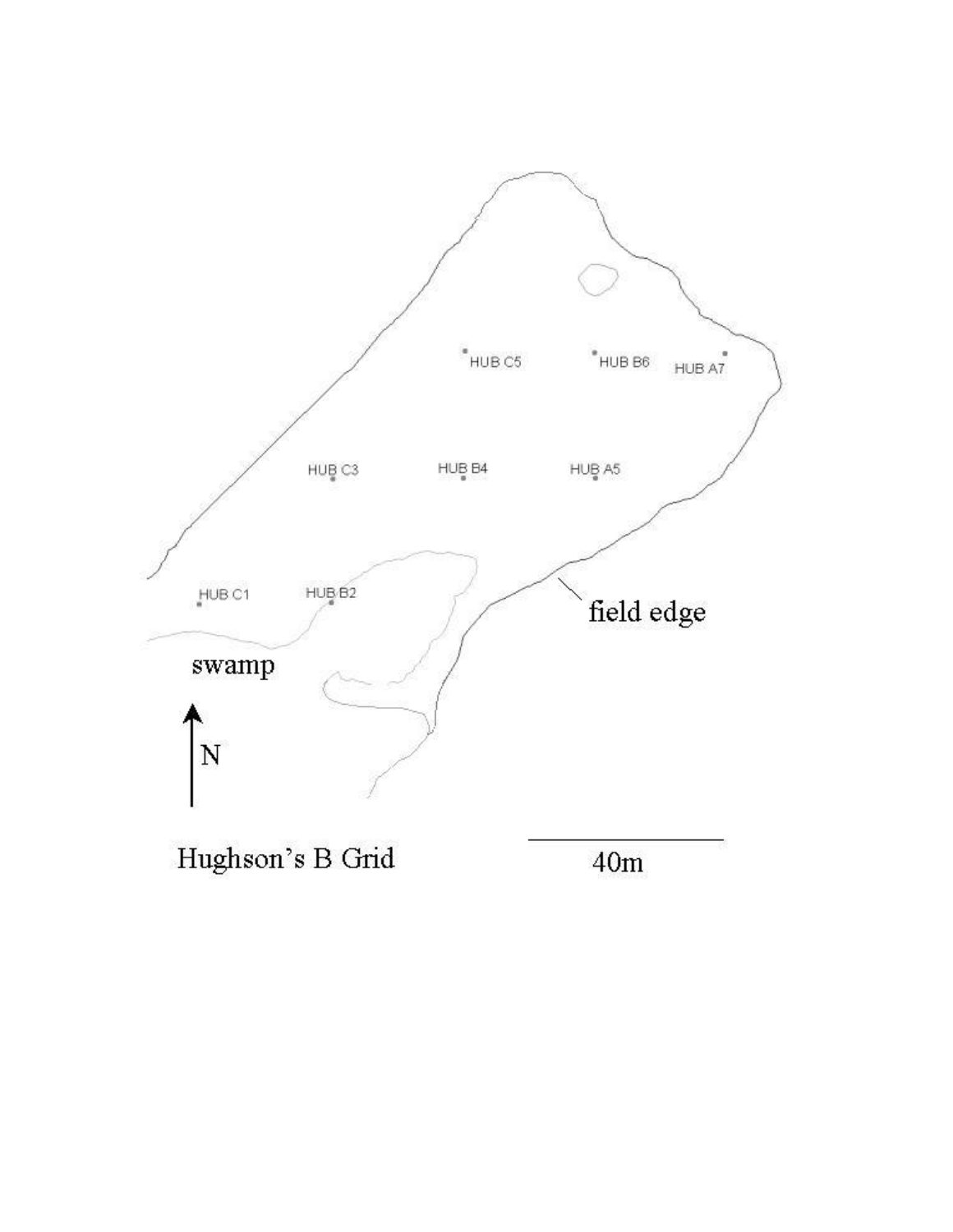HUB C5

HUB B6

HUB A7

HUB C3

HUB B4

HUB A5

HUB C1

HUB B2

field edge

swamp

N

Hughson's B Grid

40m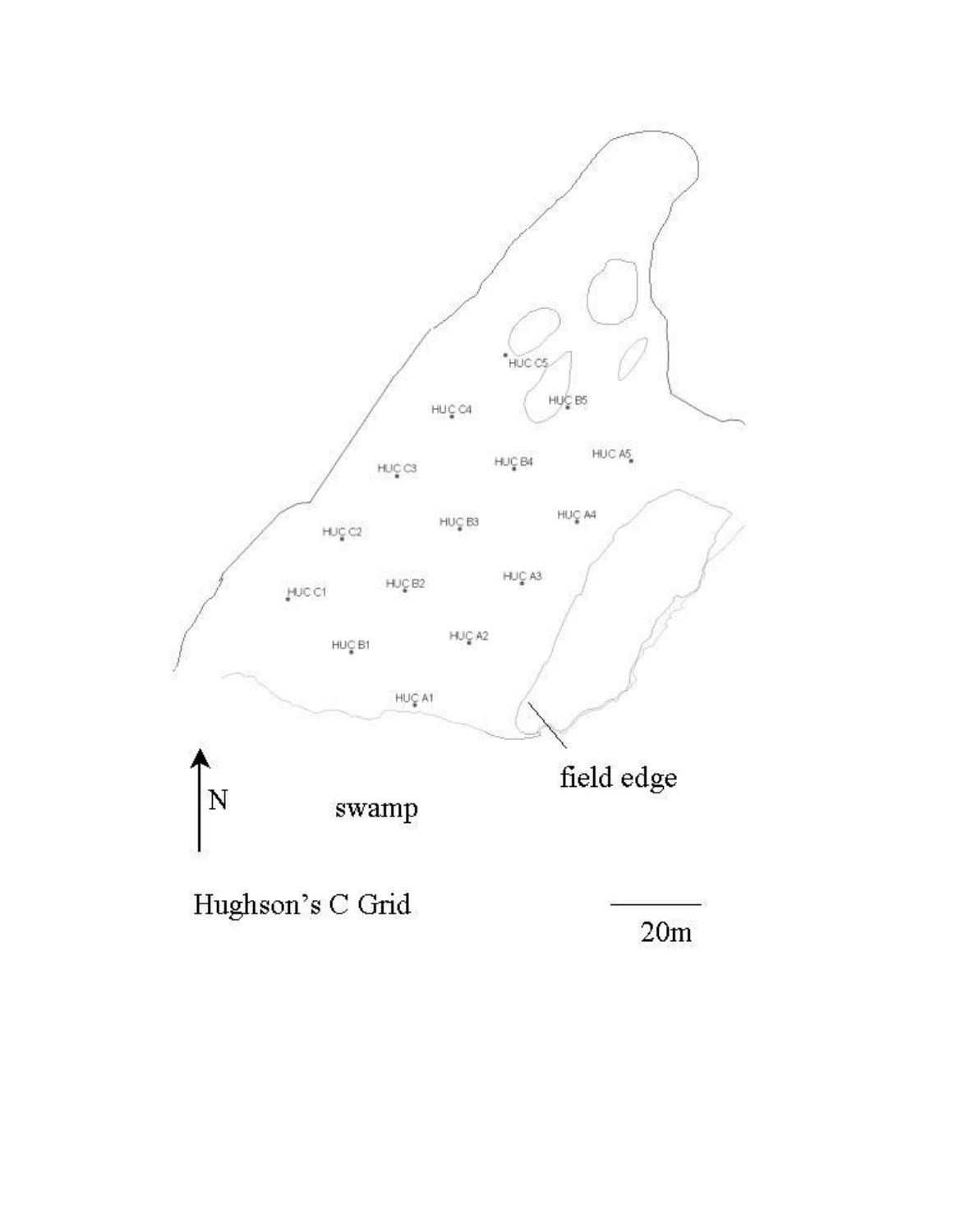HUC C5

HUC C4

HUC B5

HUC C3

HUC B4

HUC A5

HUC B3

HUC A4

HUC C2

HUC A3

HUC C1

HUC B2

HUC A2

HUC B1

HUC A1

field edge

N

swamp

Hughson's C Grid

20m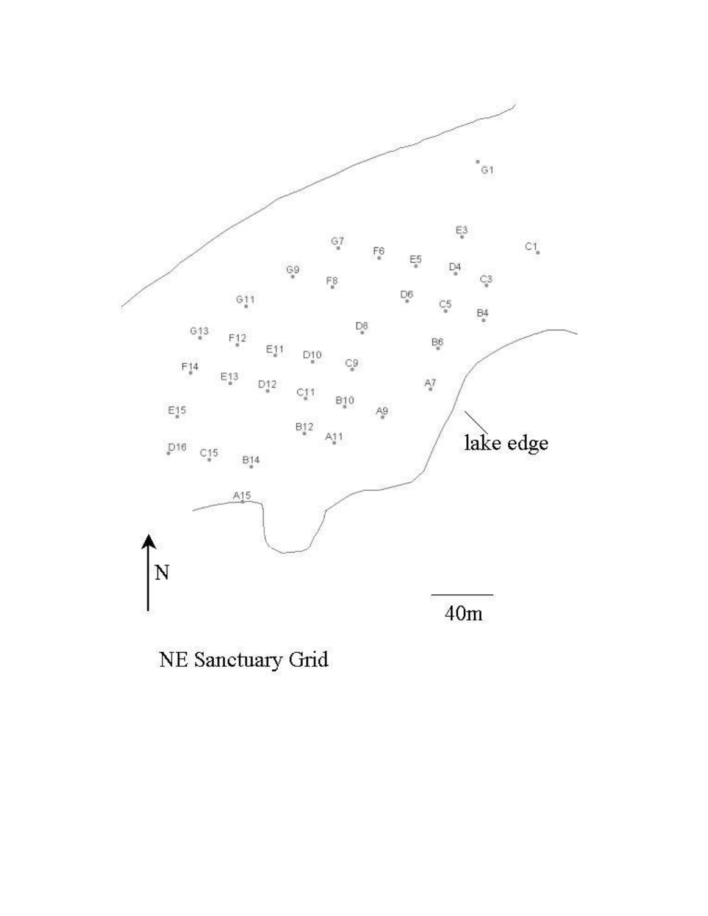NE Sanctuary Grid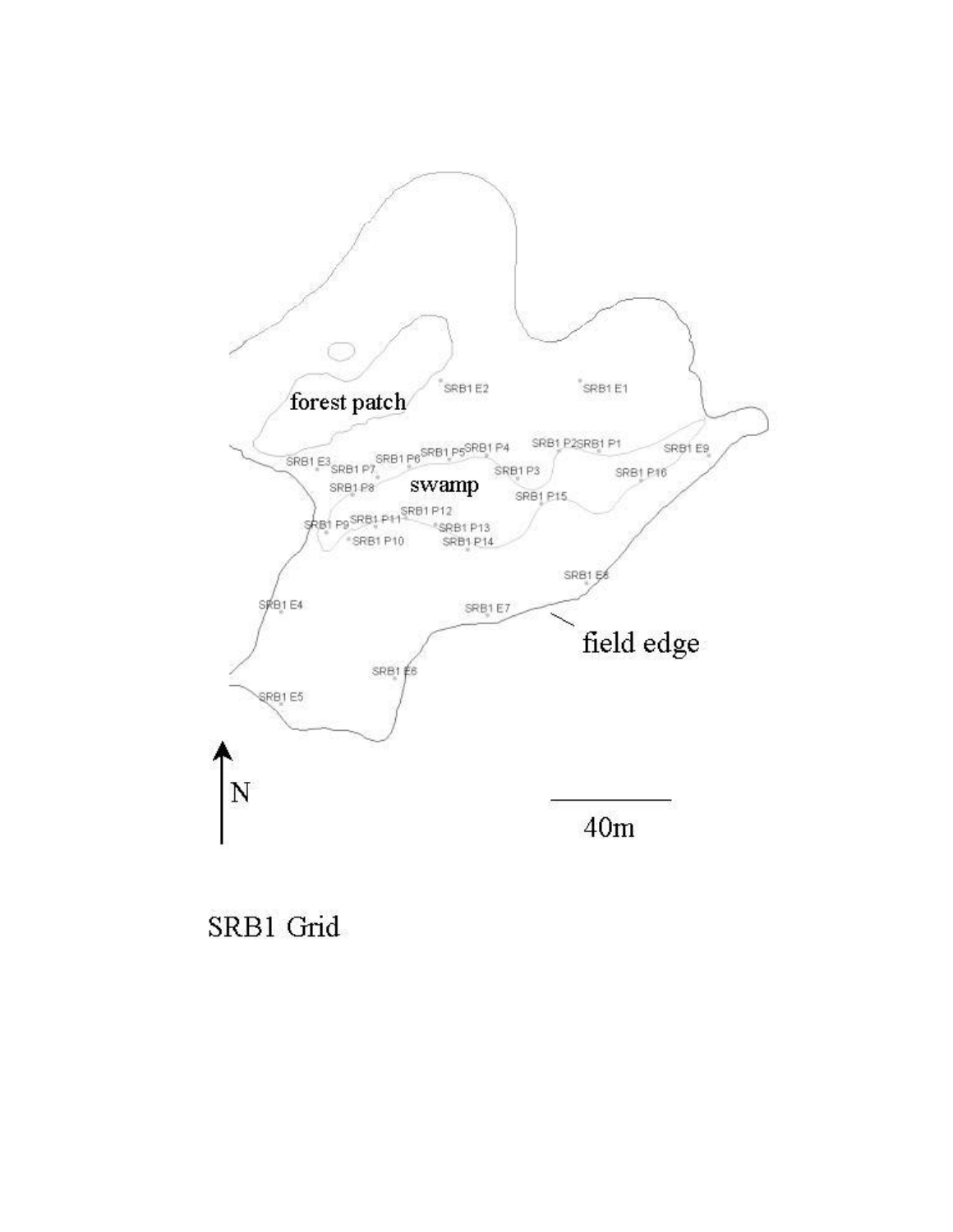forest patch

SRB1 E2

SRB1 E1

SRB1 E3

SRB1 P7

SRB1 P6

SRB1 P5

SRB1 P4

SRB1 P2

SRB1 P1

SRB1 E9

SRB1 P3

SRB1 P16

SRB1 P8

swamp

SRB1 P15

SRB1 P12

SRB1 P9

SRB1 P11

SRB1 P13

SRB1 P10

SRB1 P14

SRB1 E8

SRB1 E4

SRB1 E7

field edge

SRB1 E6

SRB1 E5

N

40m

SRB1 Grid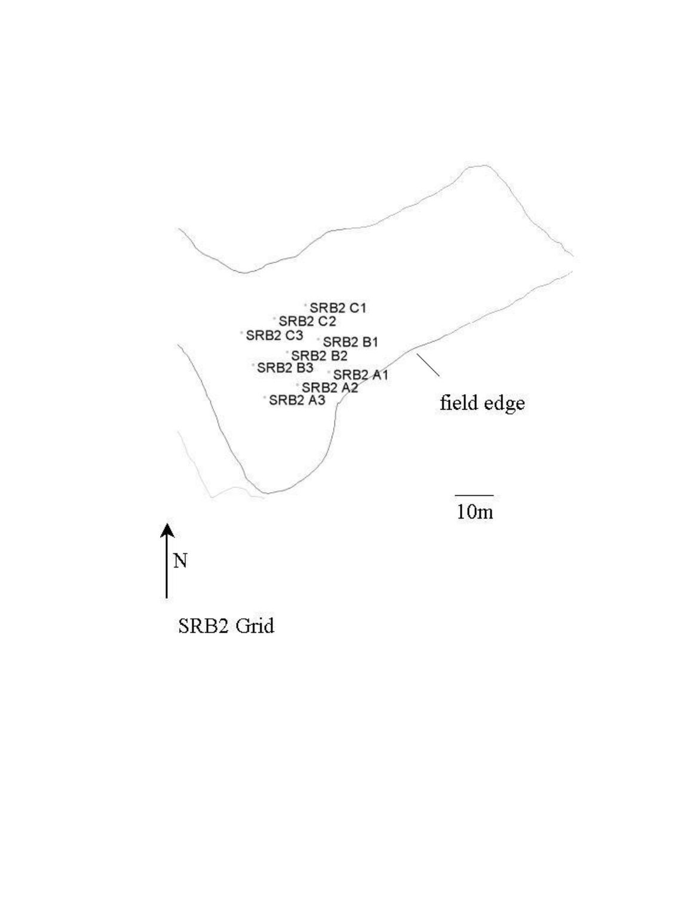SRB2 C1

SRB2 C2

SRB2 C3

SRB2 B1

SRB2 B2

SRB2 B3

SRB2 A1

SRB2 A2

SRB2 A3

field edge

10m

N

SRB2 Grid